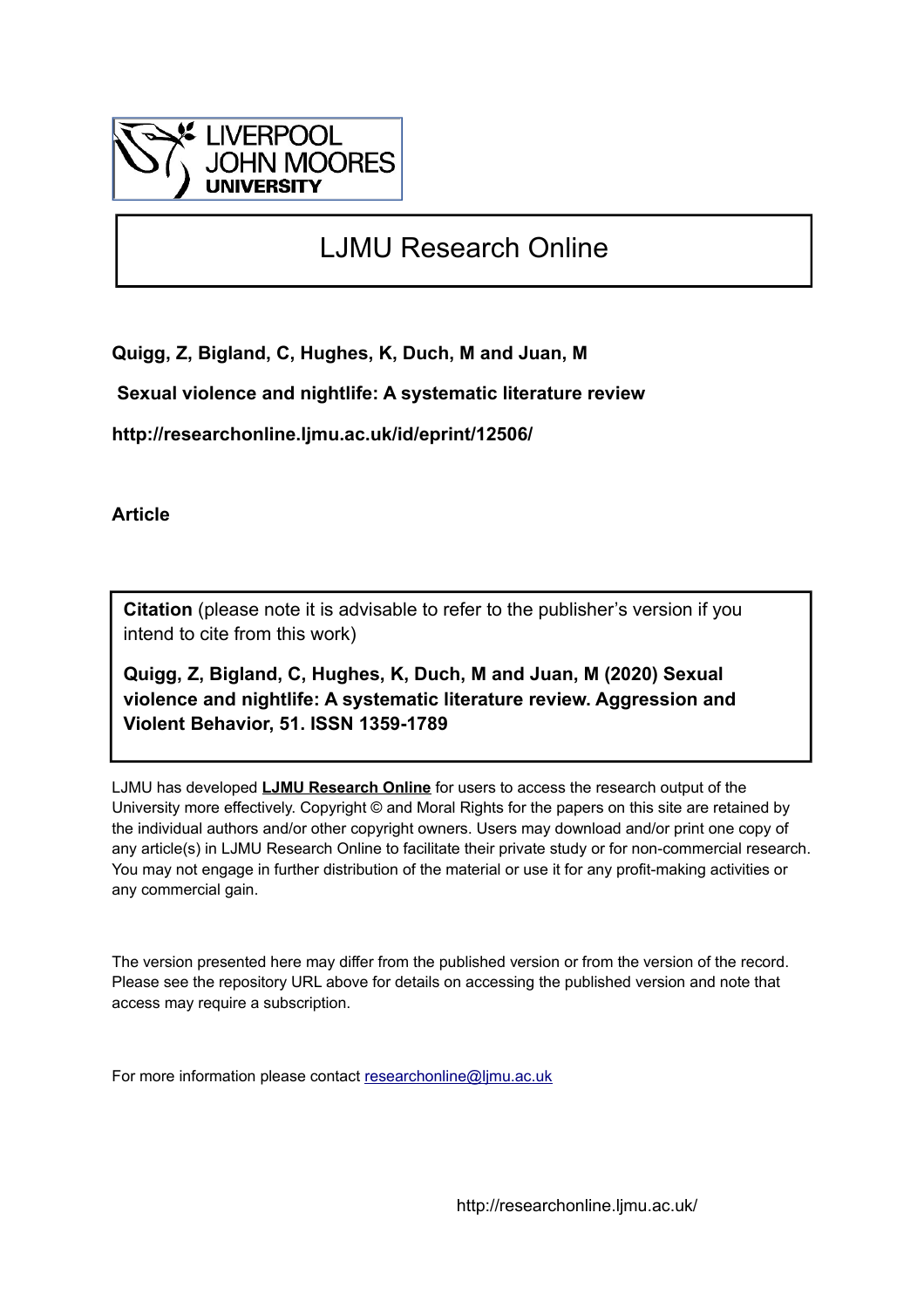LIVERPOOL JOHN MOORES UNIVERSITY

# LJMU Research Online

**Quigg, Z, Bigland, C, Hughes, K, Duch, M and Juan, M**

**Sexual violence and nightlife: A systematic literature review**

**http://researchonline.ljmu.ac.uk/id/eprint/12506/**

**Article**

**Citation** (please note it is advisable to refer to the publisher's version if you intend to cite from this work)

**Quigg, Z, Bigland, C, Hughes, K, Duch, M and Juan, M (2020) Sexual violence and nightlife: A systematic literature review. Aggression and Violent Behavior, 51. ISSN 1359-1789**

LJMU has developed **LJMU Research Online** for users to access the research output of the University more effectively. Copyright © and Moral Rights for the papers on this site are retained by the individual authors and/or other copyright owners. Users may download and/or print one copy of any article(s) in LJMU Research Online to facilitate their private study or for non-commercial research. You may not engage in further distribution of the material or use it for any profit-making activities or any commercial gain.

The version presented here may differ from the published version or from the version of the record. Please see the repository URL above for details on accessing the published version and note that access may require a subscription.

For more information please contact researchonline@ljmu.ac.uk

http://researchonline.ljmu.ac.uk/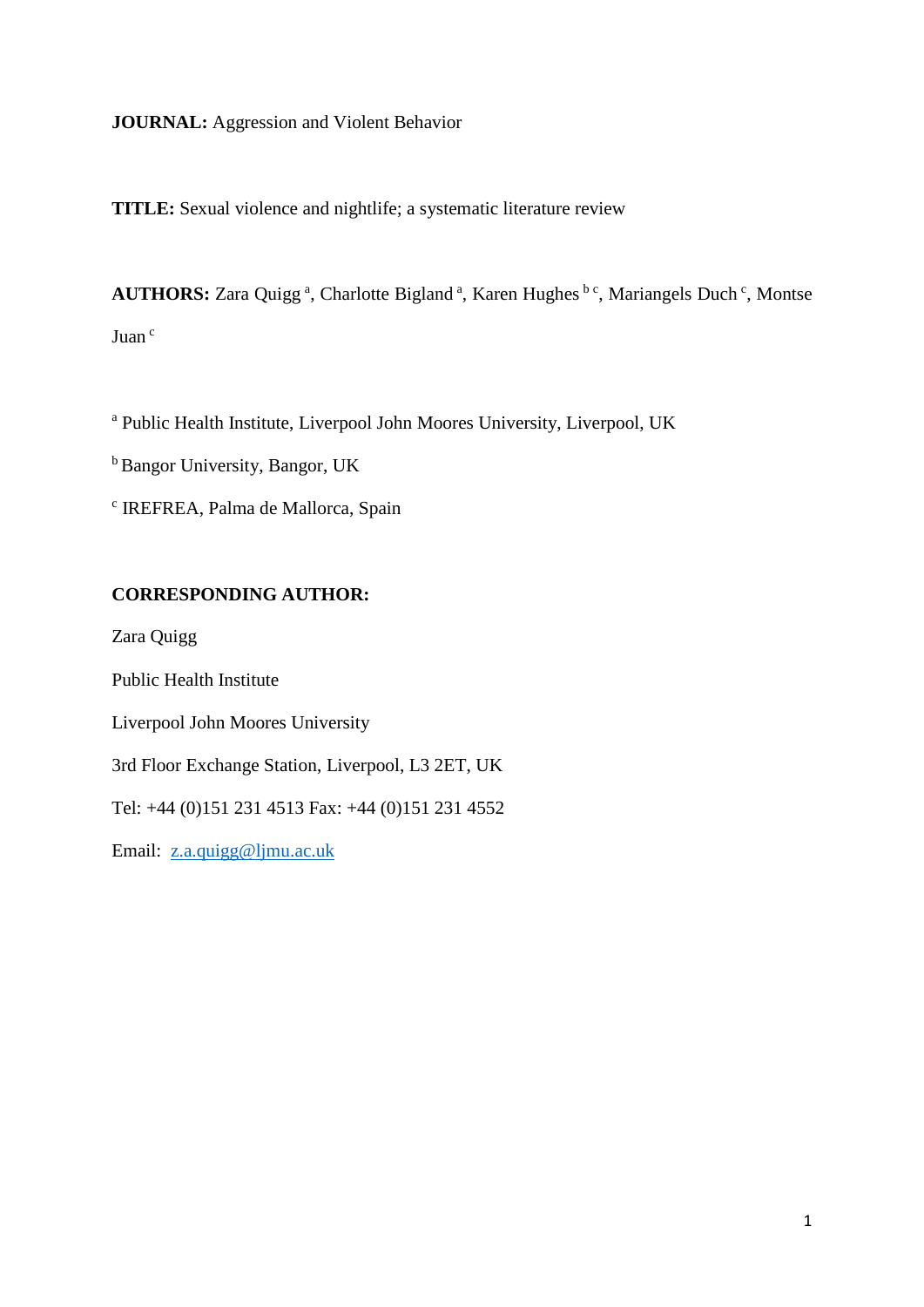**JOURNAL:** Aggression and Violent Behavior

**TITLE:** Sexual violence and nightlife; a systematic literature review

**AUTHORS:** Zara Quigg [a], Charlotte Bigland [a], Karen Hughes [b c], Mariangels Duch [c], Montse Juan [c]

[a] Public Health Institute, Liverpool John Moores University, Liverpool, UK

[b] Bangor University, Bangor, UK

[c] IREFREA, Palma de Mallorca, Spain

**CORRESPONDING AUTHOR:**

Zara Quigg

Public Health Institute

Liverpool John Moores University

3rd Floor Exchange Station, Liverpool, L3 2ET, UK

Tel: +44 (0)151 231 4513 Fax: +44 (0)151 231 4552

Email: z.a.quigg@ljmu.ac.uk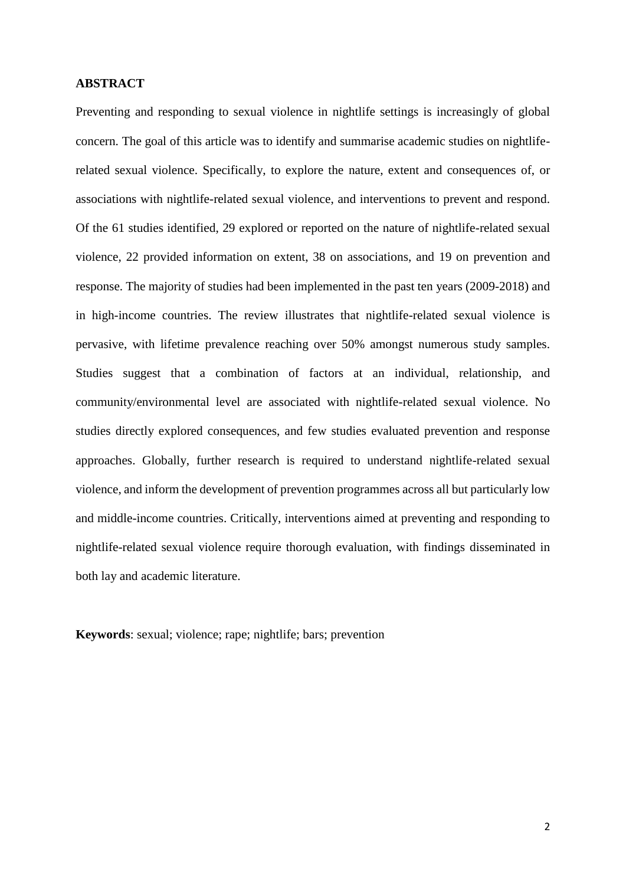**ABSTRACT**

Preventing and responding to sexual violence in nightlife settings is increasingly of global concern. The goal of this article was to identify and summarise academic studies on nightlife-related sexual violence. Specifically, to explore the nature, extent and consequences of, or associations with nightlife-related sexual violence, and interventions to prevent and respond. Of the 61 studies identified, 29 explored or reported on the nature of nightlife-related sexual violence, 22 provided information on extent, 38 on associations, and 19 on prevention and response. The majority of studies had been implemented in the past ten years (2009-2018) and in high-income countries. The review illustrates that nightlife-related sexual violence is pervasive, with lifetime prevalence reaching over 50% amongst numerous study samples. Studies suggest that a combination of factors at an individual, relationship, and community/environmental level are associated with nightlife-related sexual violence. No studies directly explored consequences, and few studies evaluated prevention and response approaches. Globally, further research is required to understand nightlife-related sexual violence, and inform the development of prevention programmes across all but particularly low and middle-income countries. Critically, interventions aimed at preventing and responding to nightlife-related sexual violence require thorough evaluation, with findings disseminated in both lay and academic literature.

**Keywords**: sexual; violence; rape; nightlife; bars; prevention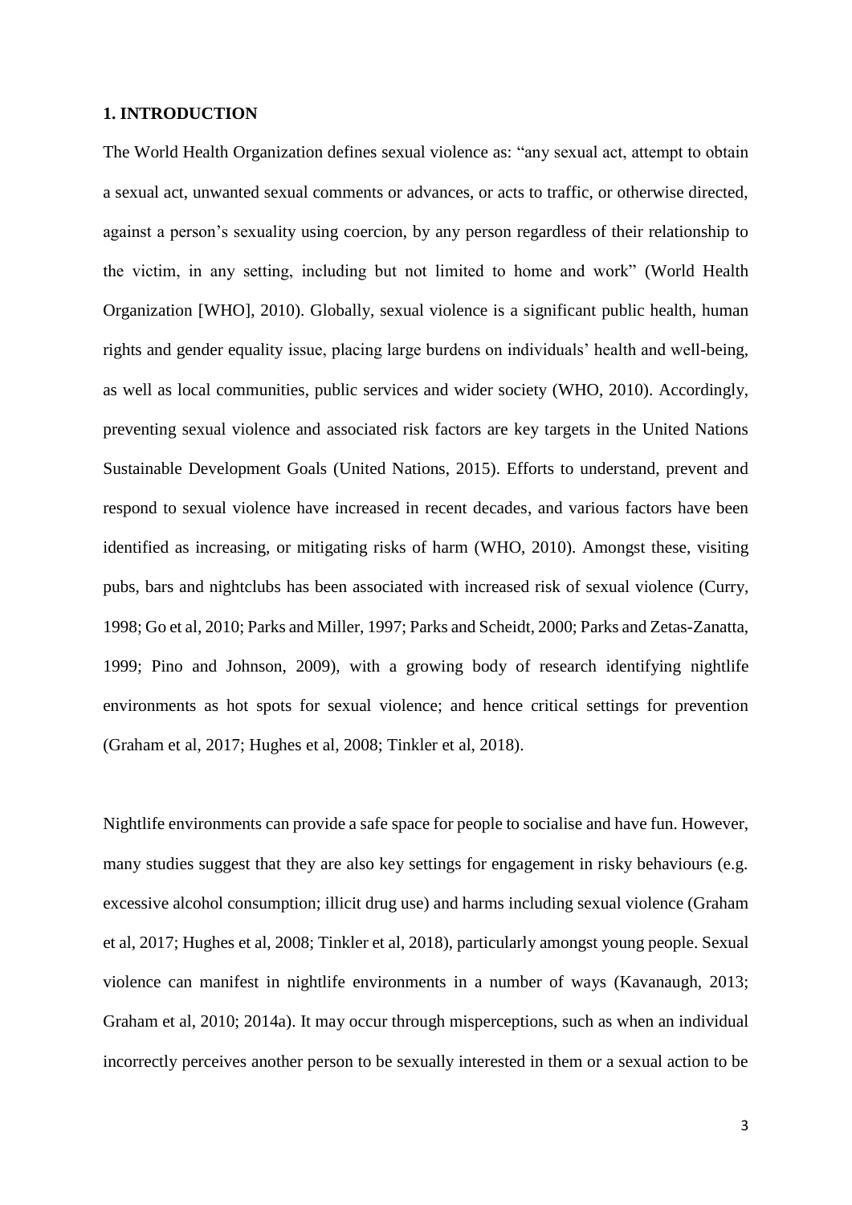## 1. INTRODUCTION

The World Health Organization defines sexual violence as: "any sexual act, attempt to obtain a sexual act, unwanted sexual comments or advances, or acts to traffic, or otherwise directed, against a person's sexuality using coercion, by any person regardless of their relationship to the victim, in any setting, including but not limited to home and work" (World Health Organization [WHO], 2010). Globally, sexual violence is a significant public health, human rights and gender equality issue, placing large burdens on individuals' health and well-being, as well as local communities, public services and wider society (WHO, 2010). Accordingly, preventing sexual violence and associated risk factors are key targets in the United Nations Sustainable Development Goals (United Nations, 2015). Efforts to understand, prevent and respond to sexual violence have increased in recent decades, and various factors have been identified as increasing, or mitigating risks of harm (WHO, 2010). Amongst these, visiting pubs, bars and nightclubs has been associated with increased risk of sexual violence (Curry, 1998; Go et al, 2010; Parks and Miller, 1997; Parks and Scheidt, 2000; Parks and Zetas-Zanatta, 1999; Pino and Johnson, 2009), with a growing body of research identifying nightlife environments as hot spots for sexual violence; and hence critical settings for prevention (Graham et al, 2017; Hughes et al, 2008; Tinkler et al, 2018).

Nightlife environments can provide a safe space for people to socialise and have fun. However, many studies suggest that they are also key settings for engagement in risky behaviours (e.g. excessive alcohol consumption; illicit drug use) and harms including sexual violence (Graham et al, 2017; Hughes et al, 2008; Tinkler et al, 2018), particularly amongst young people. Sexual violence can manifest in nightlife environments in a number of ways (Kavanaugh, 2013; Graham et al, 2010; 2014a). It may occur through misperceptions, such as when an individual incorrectly perceives another person to be sexually interested in them or a sexual action to be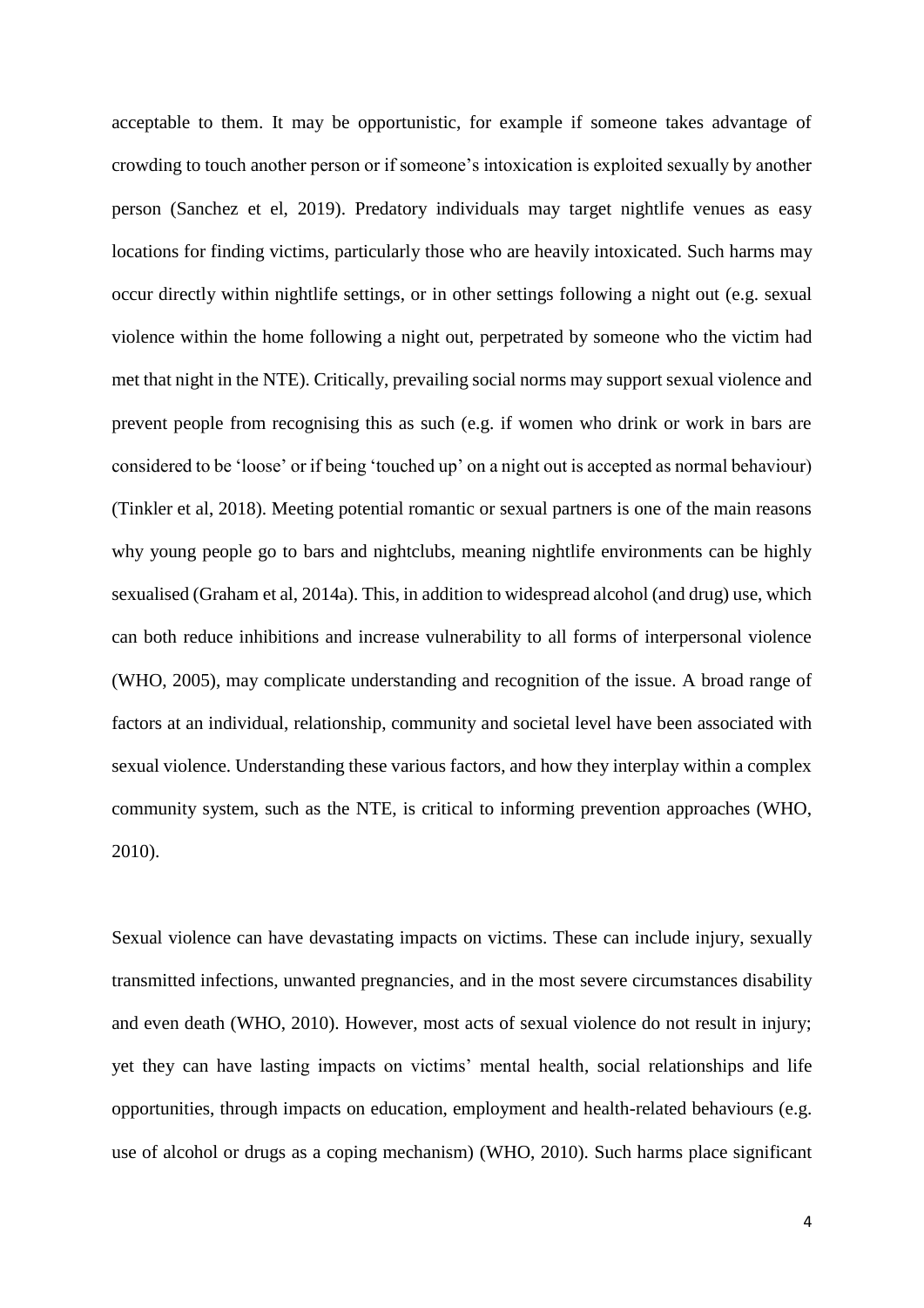acceptable to them. It may be opportunistic, for example if someone takes advantage of crowding to touch another person or if someone's intoxication is exploited sexually by another person (Sanchez et el, 2019). Predatory individuals may target nightlife venues as easy locations for finding victims, particularly those who are heavily intoxicated. Such harms may occur directly within nightlife settings, or in other settings following a night out (e.g. sexual violence within the home following a night out, perpetrated by someone who the victim had met that night in the NTE). Critically, prevailing social norms may support sexual violence and prevent people from recognising this as such (e.g. if women who drink or work in bars are considered to be 'loose' or if being 'touched up' on a night out is accepted as normal behaviour) (Tinkler et al, 2018). Meeting potential romantic or sexual partners is one of the main reasons why young people go to bars and nightclubs, meaning nightlife environments can be highly sexualised (Graham et al, 2014a). This, in addition to widespread alcohol (and drug) use, which can both reduce inhibitions and increase vulnerability to all forms of interpersonal violence (WHO, 2005), may complicate understanding and recognition of the issue. A broad range of factors at an individual, relationship, community and societal level have been associated with sexual violence. Understanding these various factors, and how they interplay within a complex community system, such as the NTE, is critical to informing prevention approaches (WHO, 2010).

Sexual violence can have devastating impacts on victims. These can include injury, sexually transmitted infections, unwanted pregnancies, and in the most severe circumstances disability and even death (WHO, 2010). However, most acts of sexual violence do not result in injury; yet they can have lasting impacts on victims' mental health, social relationships and life opportunities, through impacts on education, employment and health-related behaviours (e.g. use of alcohol or drugs as a coping mechanism) (WHO, 2010). Such harms place significant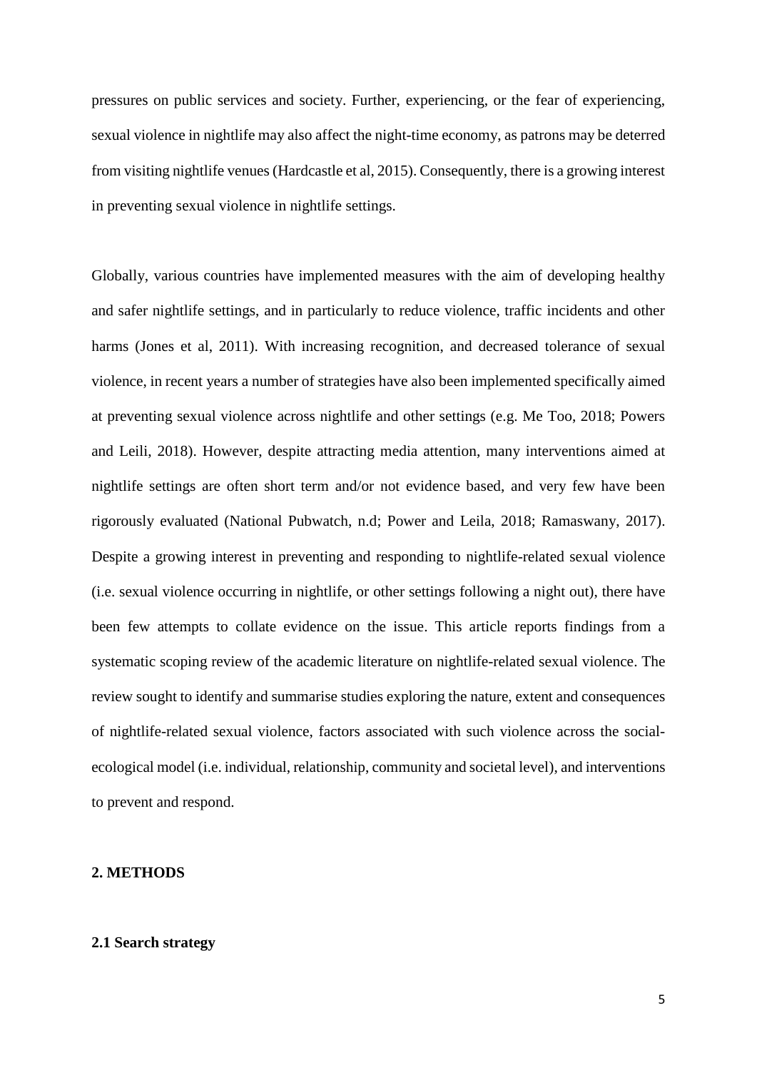pressures on public services and society. Further, experiencing, or the fear of experiencing, sexual violence in nightlife may also affect the night-time economy, as patrons may be deterred from visiting nightlife venues (Hardcastle et al, 2015). Consequently, there is a growing interest in preventing sexual violence in nightlife settings.

Globally, various countries have implemented measures with the aim of developing healthy and safer nightlife settings, and in particularly to reduce violence, traffic incidents and other harms (Jones et al, 2011). With increasing recognition, and decreased tolerance of sexual violence, in recent years a number of strategies have also been implemented specifically aimed at preventing sexual violence across nightlife and other settings (e.g. Me Too, 2018; Powers and Leili, 2018). However, despite attracting media attention, many interventions aimed at nightlife settings are often short term and/or not evidence based, and very few have been rigorously evaluated (National Pubwatch, n.d; Power and Leila, 2018; Ramaswany, 2017). Despite a growing interest in preventing and responding to nightlife-related sexual violence (i.e. sexual violence occurring in nightlife, or other settings following a night out), there have been few attempts to collate evidence on the issue. This article reports findings from a systematic scoping review of the academic literature on nightlife-related sexual violence. The review sought to identify and summarise studies exploring the nature, extent and consequences of nightlife-related sexual violence, factors associated with such violence across the social-ecological model (i.e. individual, relationship, community and societal level), and interventions to prevent and respond.

## 2. METHODS

### 2.1 Search strategy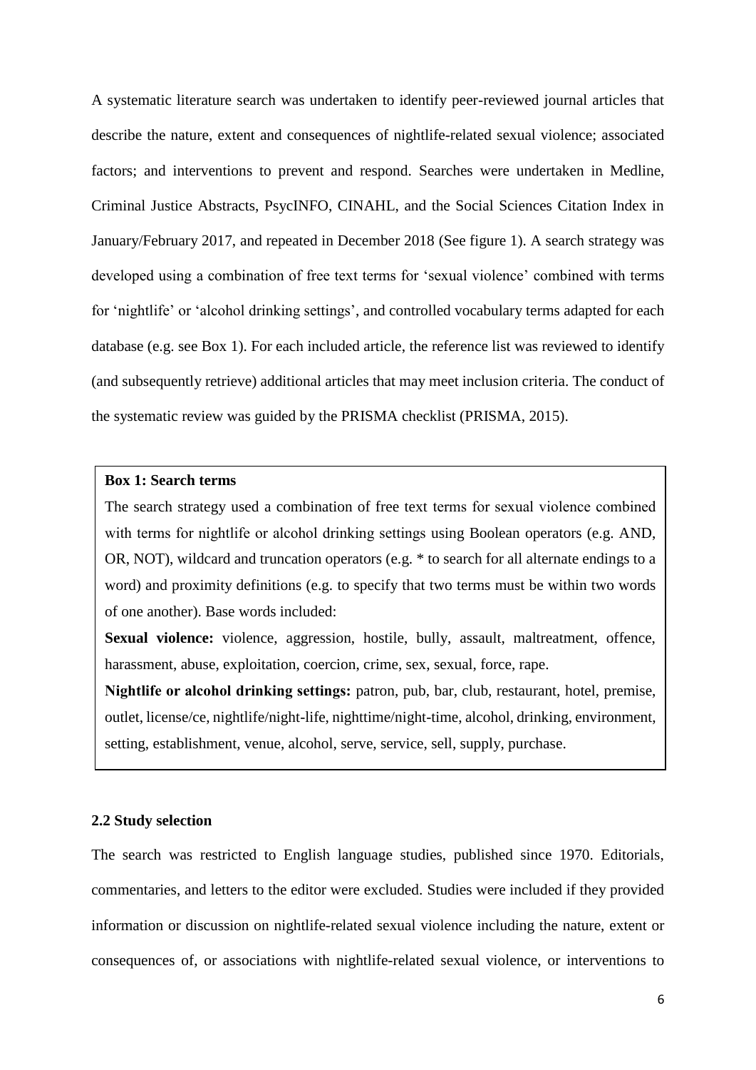A systematic literature search was undertaken to identify peer-reviewed journal articles that describe the nature, extent and consequences of nightlife-related sexual violence; associated factors; and interventions to prevent and respond. Searches were undertaken in Medline, Criminal Justice Abstracts, PsycINFO, CINAHL, and the Social Sciences Citation Index in January/February 2017, and repeated in December 2018 (See figure 1). A search strategy was developed using a combination of free text terms for 'sexual violence' combined with terms for 'nightlife' or 'alcohol drinking settings', and controlled vocabulary terms adapted for each database (e.g. see Box 1). For each included article, the reference list was reviewed to identify (and subsequently retrieve) additional articles that may meet inclusion criteria. The conduct of the systematic review was guided by the PRISMA checklist (PRISMA, 2015).

**Box 1: Search terms**

The search strategy used a combination of free text terms for sexual violence combined with terms for nightlife or alcohol drinking settings using Boolean operators (e.g. AND, OR, NOT), wildcard and truncation operators (e.g. * to search for all alternate endings to a word) and proximity definitions (e.g. to specify that two terms must be within two words of one another). Base words included:

**Sexual violence:** violence, aggression, hostile, bully, assault, maltreatment, offence, harassment, abuse, exploitation, coercion, crime, sex, sexual, force, rape.

**Nightlife or alcohol drinking settings:** patron, pub, bar, club, restaurant, hotel, premise, outlet, license/ce, nightlife/night-life, nighttime/night-time, alcohol, drinking, environment, setting, establishment, venue, alcohol, serve, service, sell, supply, purchase.

### 2.2 Study selection

The search was restricted to English language studies, published since 1970. Editorials, commentaries, and letters to the editor were excluded. Studies were included if they provided information or discussion on nightlife-related sexual violence including the nature, extent or consequences of, or associations with nightlife-related sexual violence, or interventions to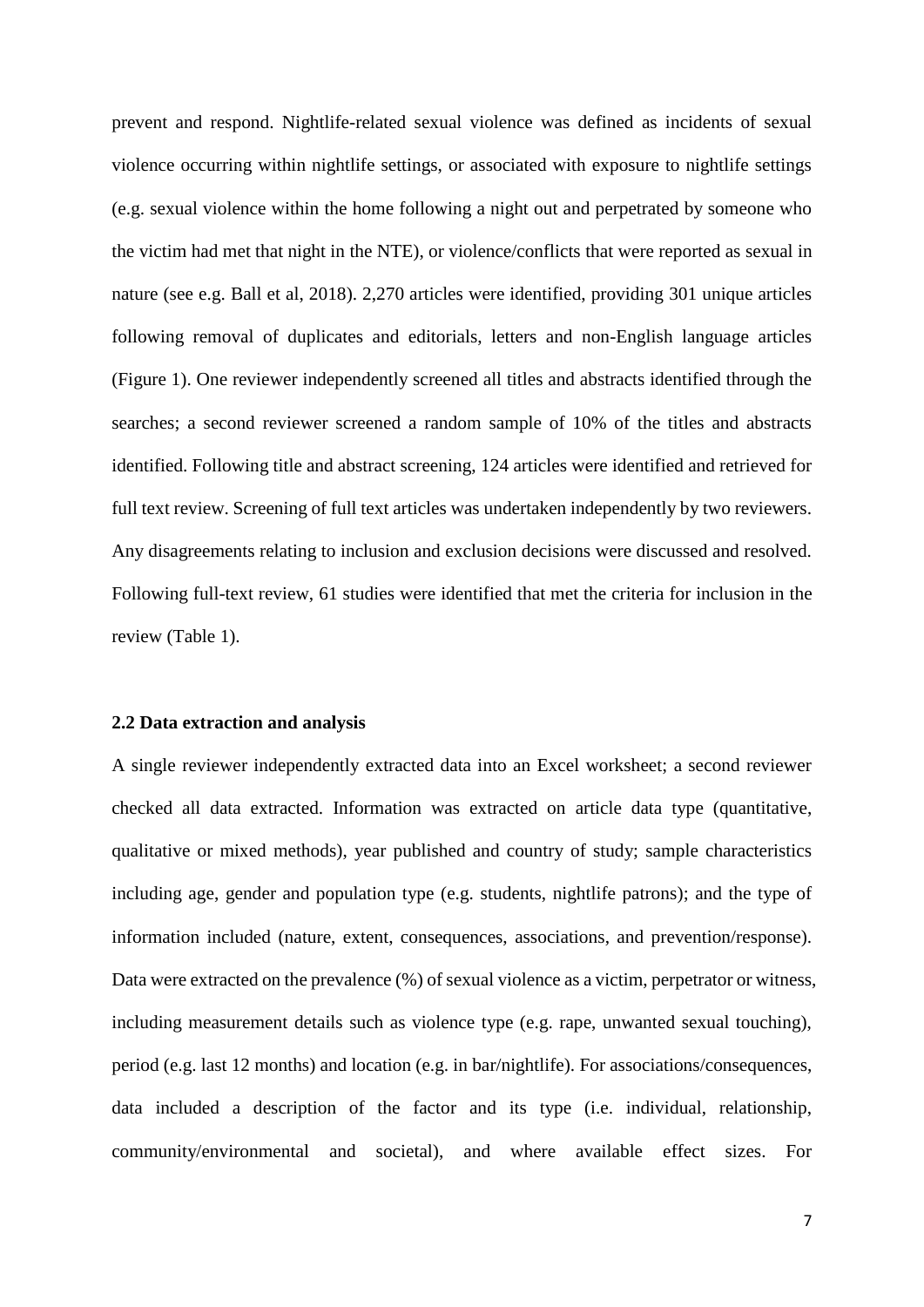prevent and respond. Nightlife-related sexual violence was defined as incidents of sexual violence occurring within nightlife settings, or associated with exposure to nightlife settings (e.g. sexual violence within the home following a night out and perpetrated by someone who the victim had met that night in the NTE), or violence/conflicts that were reported as sexual in nature (see e.g. Ball et al, 2018). 2,270 articles were identified, providing 301 unique articles following removal of duplicates and editorials, letters and non-English language articles (Figure 1). One reviewer independently screened all titles and abstracts identified through the searches; a second reviewer screened a random sample of 10% of the titles and abstracts identified. Following title and abstract screening, 124 articles were identified and retrieved for full text review. Screening of full text articles was undertaken independently by two reviewers. Any disagreements relating to inclusion and exclusion decisions were discussed and resolved. Following full-text review, 61 studies were identified that met the criteria for inclusion in the review (Table 1).

### 2.2 Data extraction and analysis

A single reviewer independently extracted data into an Excel worksheet; a second reviewer checked all data extracted. Information was extracted on article data type (quantitative, qualitative or mixed methods), year published and country of study; sample characteristics including age, gender and population type (e.g. students, nightlife patrons); and the type of information included (nature, extent, consequences, associations, and prevention/response). Data were extracted on the prevalence (%) of sexual violence as a victim, perpetrator or witness, including measurement details such as violence type (e.g. rape, unwanted sexual touching), period (e.g. last 12 months) and location (e.g. in bar/nightlife). For associations/consequences, data included a description of the factor and its type (i.e. individual, relationship, community/environmental and societal), and where available effect sizes. For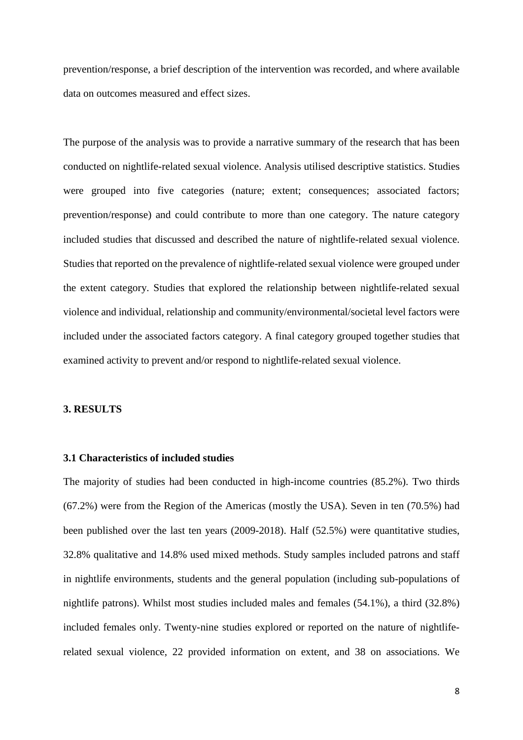prevention/response, a brief description of the intervention was recorded, and where available data on outcomes measured and effect sizes.

The purpose of the analysis was to provide a narrative summary of the research that has been conducted on nightlife-related sexual violence. Analysis utilised descriptive statistics. Studies were grouped into five categories (nature; extent; consequences; associated factors; prevention/response) and could contribute to more than one category. The nature category included studies that discussed and described the nature of nightlife-related sexual violence. Studies that reported on the prevalence of nightlife-related sexual violence were grouped under the extent category. Studies that explored the relationship between nightlife-related sexual violence and individual, relationship and community/environmental/societal level factors were included under the associated factors category. A final category grouped together studies that examined activity to prevent and/or respond to nightlife-related sexual violence.

## 3. RESULTS

### 3.1 Characteristics of included studies

The majority of studies had been conducted in high-income countries (85.2%). Two thirds (67.2%) were from the Region of the Americas (mostly the USA). Seven in ten (70.5%) had been published over the last ten years (2009-2018). Half (52.5%) were quantitative studies, 32.8% qualitative and 14.8% used mixed methods. Study samples included patrons and staff in nightlife environments, students and the general population (including sub-populations of nightlife patrons). Whilst most studies included males and females (54.1%), a third (32.8%) included females only. Twenty-nine studies explored or reported on the nature of nightlife-related sexual violence, 22 provided information on extent, and 38 on associations. We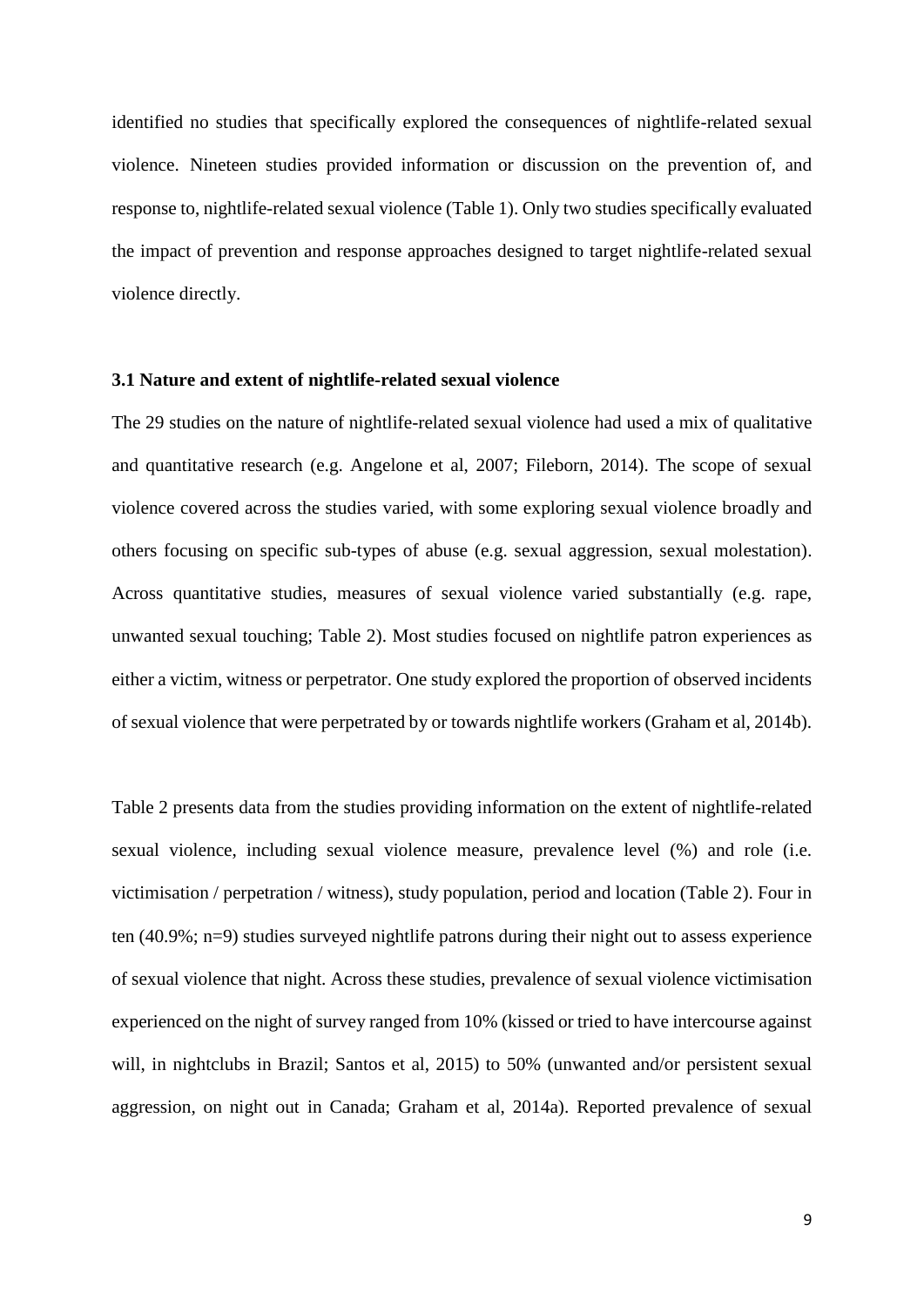identified no studies that specifically explored the consequences of nightlife-related sexual violence. Nineteen studies provided information or discussion on the prevention of, and response to, nightlife-related sexual violence (Table 1). Only two studies specifically evaluated the impact of prevention and response approaches designed to target nightlife-related sexual violence directly.

### 3.1 Nature and extent of nightlife-related sexual violence

The 29 studies on the nature of nightlife-related sexual violence had used a mix of qualitative and quantitative research (e.g. Angelone et al, 2007; Fileborn, 2014). The scope of sexual violence covered across the studies varied, with some exploring sexual violence broadly and others focusing on specific sub-types of abuse (e.g. sexual aggression, sexual molestation). Across quantitative studies, measures of sexual violence varied substantially (e.g. rape, unwanted sexual touching; Table 2). Most studies focused on nightlife patron experiences as either a victim, witness or perpetrator. One study explored the proportion of observed incidents of sexual violence that were perpetrated by or towards nightlife workers (Graham et al, 2014b).

Table 2 presents data from the studies providing information on the extent of nightlife-related sexual violence, including sexual violence measure, prevalence level (%) and role (i.e. victimisation / perpetration / witness), study population, period and location (Table 2). Four in ten (40.9%; n=9) studies surveyed nightlife patrons during their night out to assess experience of sexual violence that night. Across these studies, prevalence of sexual violence victimisation experienced on the night of survey ranged from 10% (kissed or tried to have intercourse against will, in nightclubs in Brazil; Santos et al, 2015) to 50% (unwanted and/or persistent sexual aggression, on night out in Canada; Graham et al, 2014a). Reported prevalence of sexual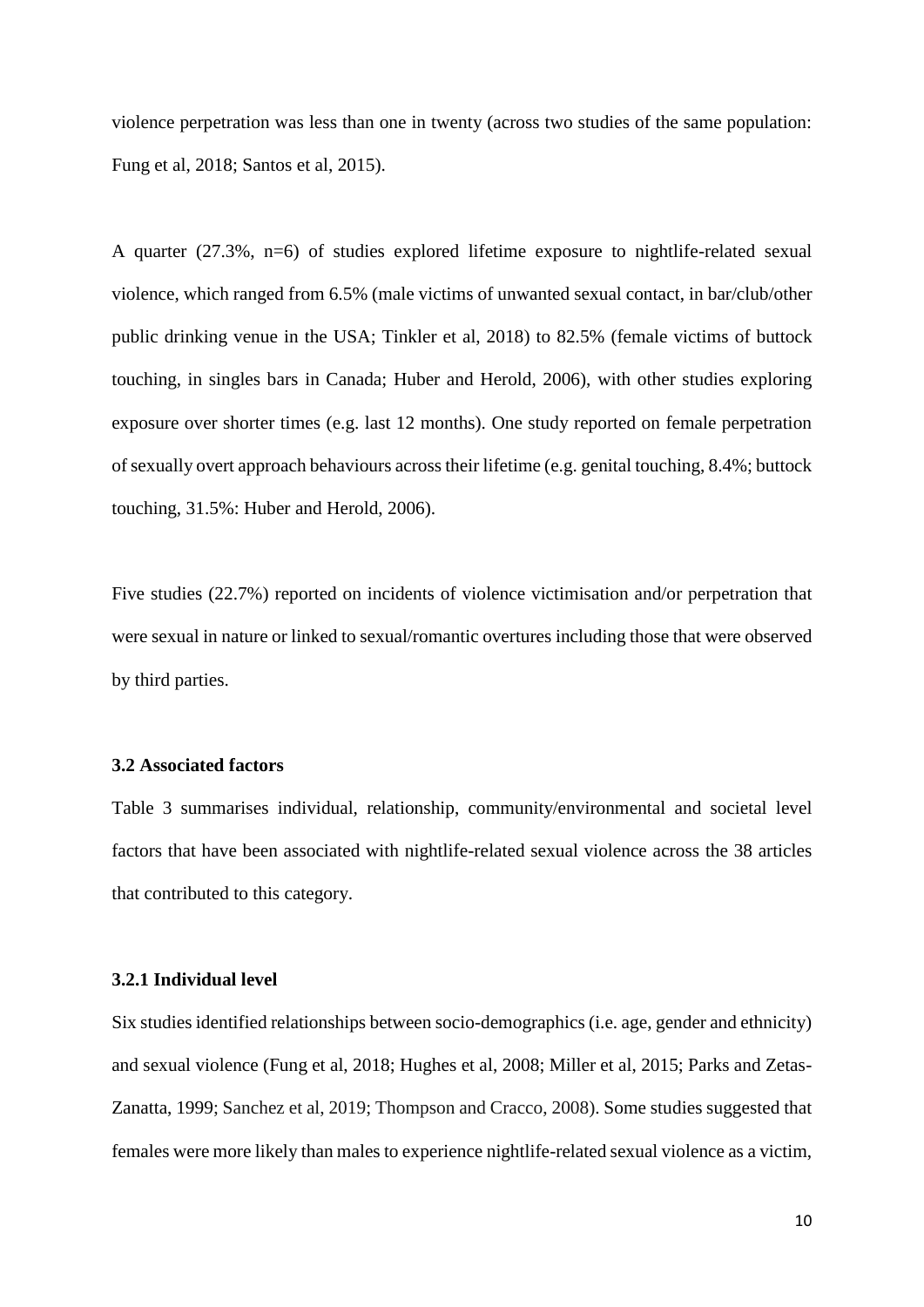violence perpetration was less than one in twenty (across two studies of the same population: Fung et al, 2018; Santos et al, 2015).

A quarter (27.3%, n=6) of studies explored lifetime exposure to nightlife-related sexual violence, which ranged from 6.5% (male victims of unwanted sexual contact, in bar/club/other public drinking venue in the USA; Tinkler et al, 2018) to 82.5% (female victims of buttock touching, in singles bars in Canada; Huber and Herold, 2006), with other studies exploring exposure over shorter times (e.g. last 12 months). One study reported on female perpetration of sexually overt approach behaviours across their lifetime (e.g. genital touching, 8.4%; buttock touching, 31.5%: Huber and Herold, 2006).

Five studies (22.7%) reported on incidents of violence victimisation and/or perpetration that were sexual in nature or linked to sexual/romantic overtures including those that were observed by third parties.

### 3.2 Associated factors

Table 3 summarises individual, relationship, community/environmental and societal level factors that have been associated with nightlife-related sexual violence across the 38 articles that contributed to this category.

#### 3.2.1 Individual level

Six studies identified relationships between socio-demographics (i.e. age, gender and ethnicity) and sexual violence (Fung et al, 2018; Hughes et al, 2008; Miller et al, 2015; Parks and Zetas-Zanatta, 1999; Sanchez et al, 2019; Thompson and Cracco, 2008). Some studies suggested that females were more likely than males to experience nightlife-related sexual violence as a victim,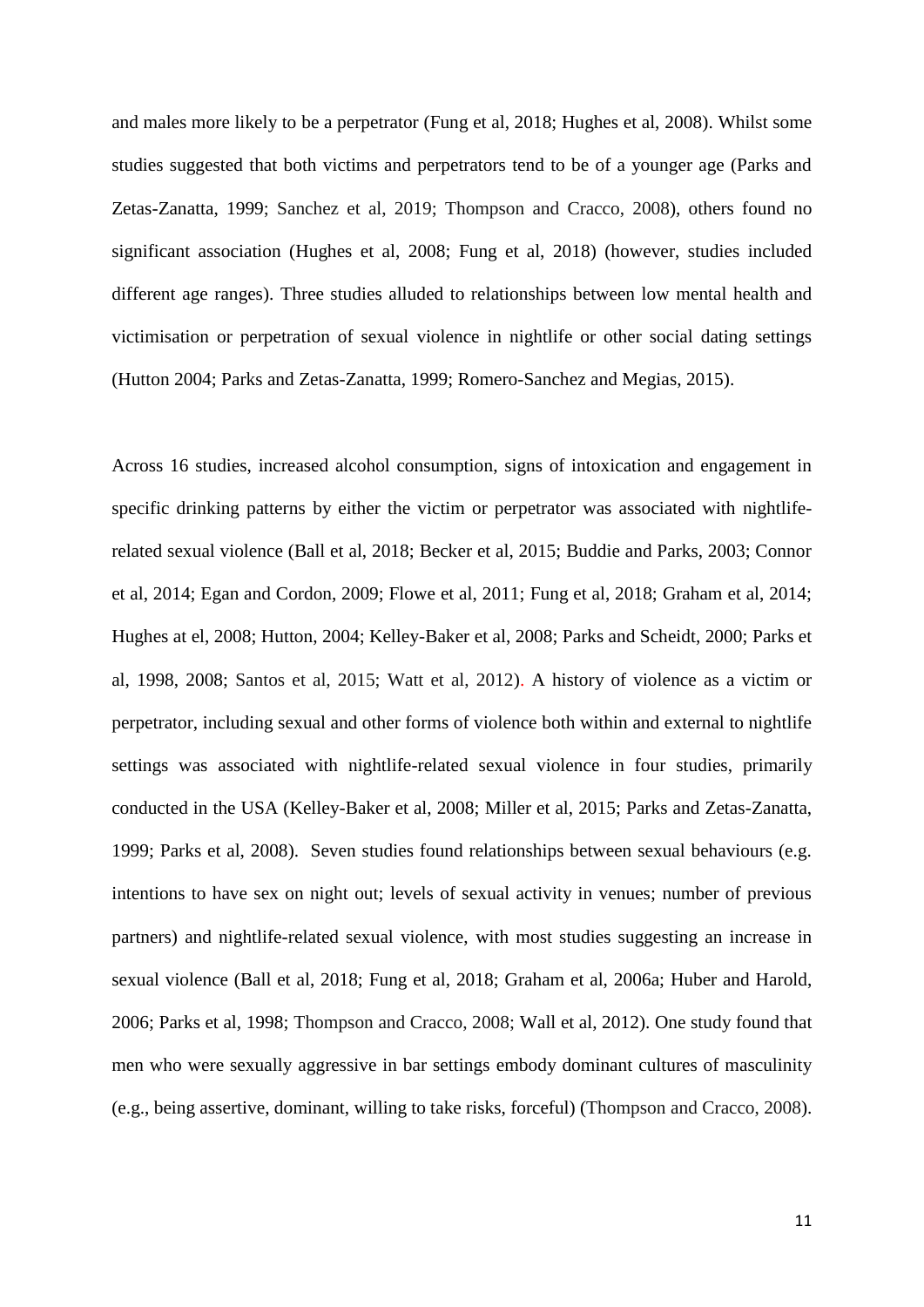and males more likely to be a perpetrator (Fung et al, 2018; Hughes et al, 2008). Whilst some studies suggested that both victims and perpetrators tend to be of a younger age (Parks and Zetas-Zanatta, 1999; Sanchez et al, 2019; Thompson and Cracco, 2008), others found no significant association (Hughes et al, 2008; Fung et al, 2018) (however, studies included different age ranges). Three studies alluded to relationships between low mental health and victimisation or perpetration of sexual violence in nightlife or other social dating settings (Hutton 2004; Parks and Zetas-Zanatta, 1999; Romero-Sanchez and Megias, 2015).

Across 16 studies, increased alcohol consumption, signs of intoxication and engagement in specific drinking patterns by either the victim or perpetrator was associated with nightlife-related sexual violence (Ball et al, 2018; Becker et al, 2015; Buddie and Parks, 2003; Connor et al, 2014; Egan and Cordon, 2009; Flowe et al, 2011; Fung et al, 2018; Graham et al, 2014; Hughes at el, 2008; Hutton, 2004; Kelley-Baker et al, 2008; Parks and Scheidt, 2000; Parks et al, 1998, 2008; Santos et al, 2015; Watt et al, 2012). A history of violence as a victim or perpetrator, including sexual and other forms of violence both within and external to nightlife settings was associated with nightlife-related sexual violence in four studies, primarily conducted in the USA (Kelley-Baker et al, 2008; Miller et al, 2015; Parks and Zetas-Zanatta, 1999; Parks et al, 2008). Seven studies found relationships between sexual behaviours (e.g. intentions to have sex on night out; levels of sexual activity in venues; number of previous partners) and nightlife-related sexual violence, with most studies suggesting an increase in sexual violence (Ball et al, 2018; Fung et al, 2018; Graham et al, 2006a; Huber and Harold, 2006; Parks et al, 1998; Thompson and Cracco, 2008; Wall et al, 2012). One study found that men who were sexually aggressive in bar settings embody dominant cultures of masculinity (e.g., being assertive, dominant, willing to take risks, forceful) (Thompson and Cracco, 2008).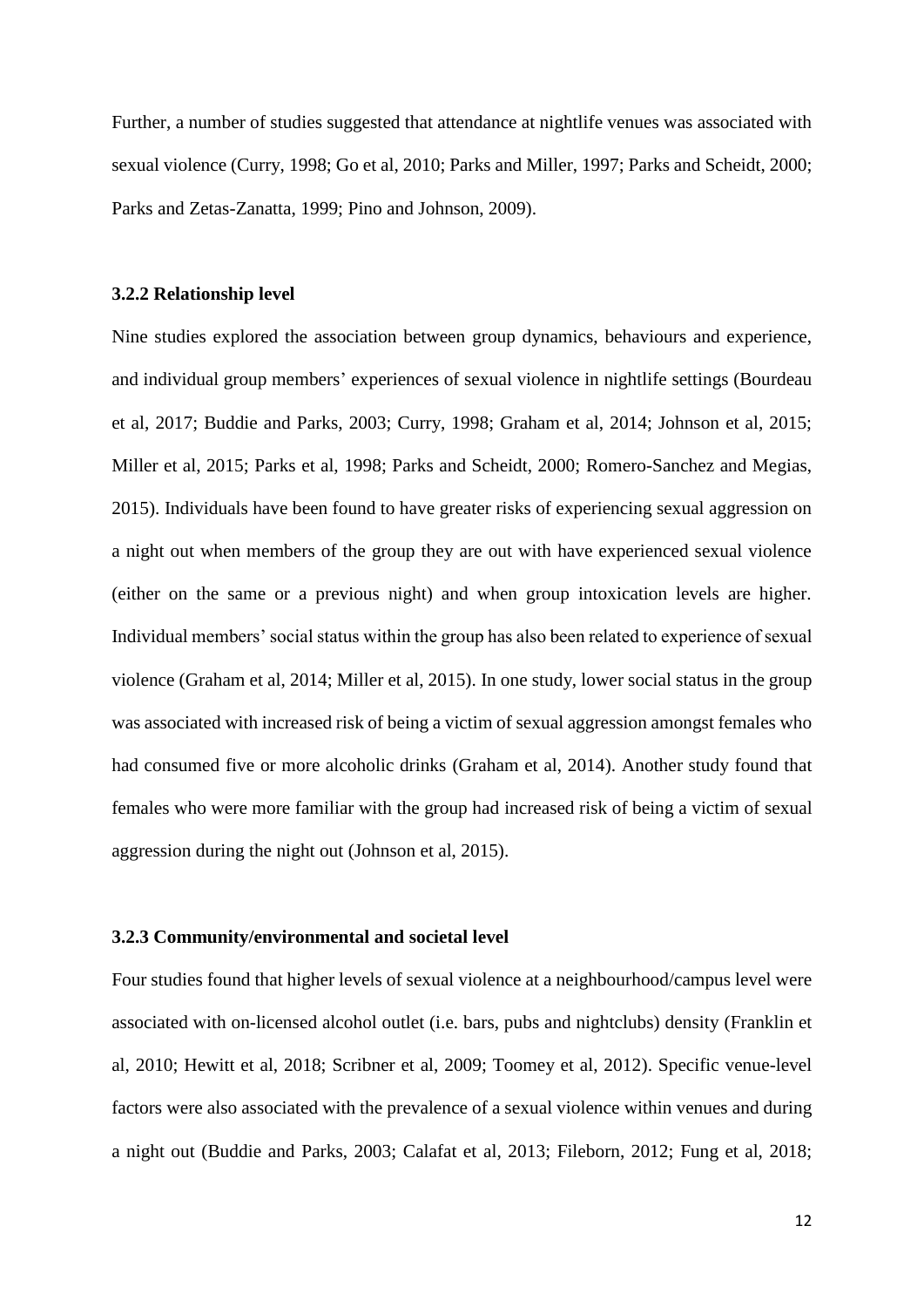Further, a number of studies suggested that attendance at nightlife venues was associated with sexual violence (Curry, 1998; Go et al, 2010; Parks and Miller, 1997; Parks and Scheidt, 2000; Parks and Zetas-Zanatta, 1999; Pino and Johnson, 2009).

### 3.2.2 Relationship level

Nine studies explored the association between group dynamics, behaviours and experience, and individual group members' experiences of sexual violence in nightlife settings (Bourdeau et al, 2017; Buddie and Parks, 2003; Curry, 1998; Graham et al, 2014; Johnson et al, 2015; Miller et al, 2015; Parks et al, 1998; Parks and Scheidt, 2000; Romero-Sanchez and Megias, 2015). Individuals have been found to have greater risks of experiencing sexual aggression on a night out when members of the group they are out with have experienced sexual violence (either on the same or a previous night) and when group intoxication levels are higher. Individual members' social status within the group has also been related to experience of sexual violence (Graham et al, 2014; Miller et al, 2015). In one study, lower social status in the group was associated with increased risk of being a victim of sexual aggression amongst females who had consumed five or more alcoholic drinks (Graham et al, 2014). Another study found that females who were more familiar with the group had increased risk of being a victim of sexual aggression during the night out (Johnson et al, 2015).

### 3.2.3 Community/environmental and societal level

Four studies found that higher levels of sexual violence at a neighbourhood/campus level were associated with on-licensed alcohol outlet (i.e. bars, pubs and nightclubs) density (Franklin et al, 2010; Hewitt et al, 2018; Scribner et al, 2009; Toomey et al, 2012). Specific venue-level factors were also associated with the prevalence of a sexual violence within venues and during a night out (Buddie and Parks, 2003; Calafat et al, 2013; Fileborn, 2012; Fung et al, 2018;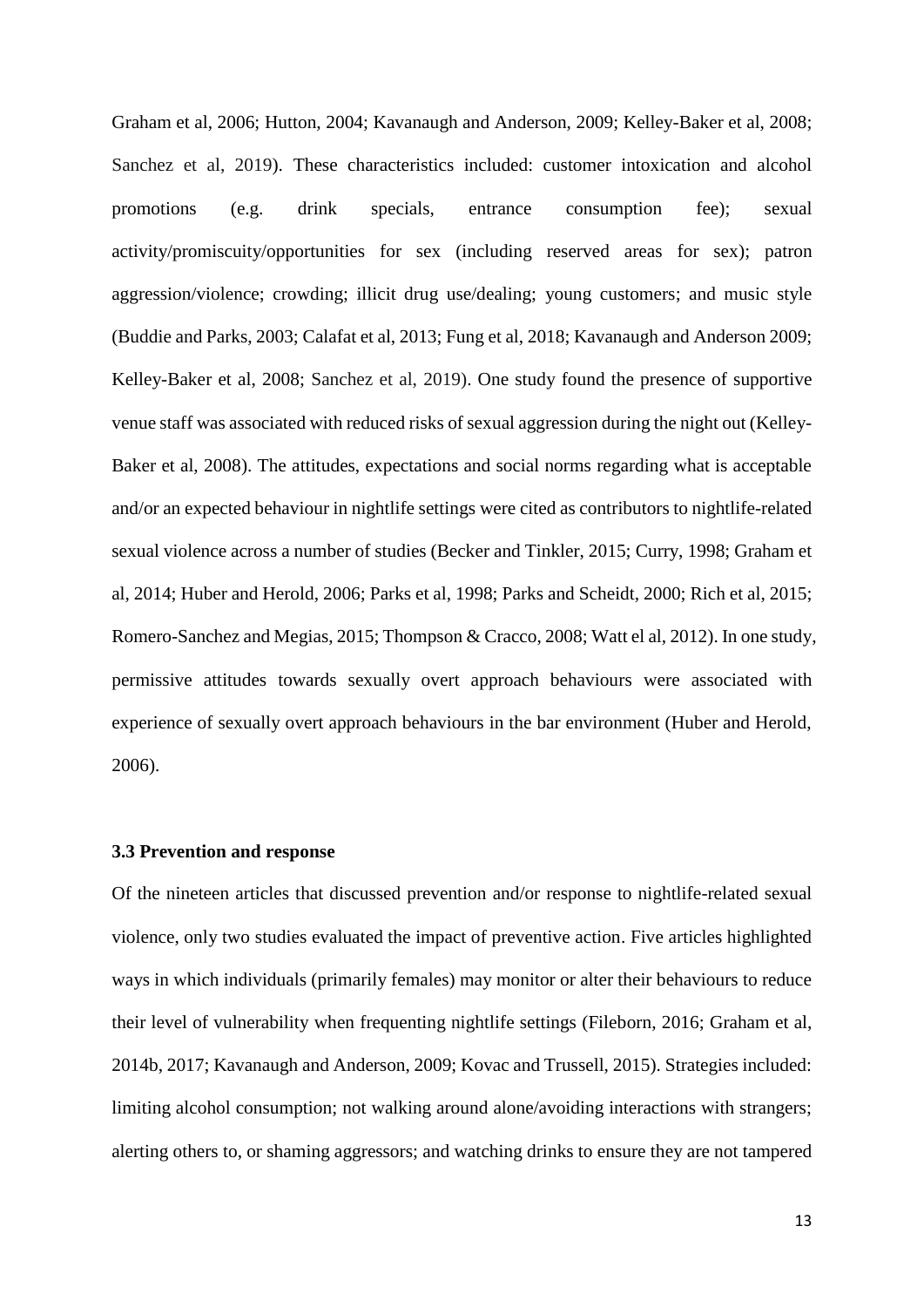Graham et al, 2006; Hutton, 2004; Kavanaugh and Anderson, 2009; Kelley-Baker et al, 2008; Sanchez et al, 2019). These characteristics included: customer intoxication and alcohol promotions (e.g. drink specials, entrance consumption fee); sexual activity/promiscuity/opportunities for sex (including reserved areas for sex); patron aggression/violence; crowding; illicit drug use/dealing; young customers; and music style (Buddie and Parks, 2003; Calafat et al, 2013; Fung et al, 2018; Kavanaugh and Anderson 2009; Kelley-Baker et al, 2008; Sanchez et al, 2019). One study found the presence of supportive venue staff was associated with reduced risks of sexual aggression during the night out (Kelley-Baker et al, 2008). The attitudes, expectations and social norms regarding what is acceptable and/or an expected behaviour in nightlife settings were cited as contributors to nightlife-related sexual violence across a number of studies (Becker and Tinkler, 2015; Curry, 1998; Graham et al, 2014; Huber and Herold, 2006; Parks et al, 1998; Parks and Scheidt, 2000; Rich et al, 2015; Romero-Sanchez and Megias, 2015; Thompson & Cracco, 2008; Watt el al, 2012). In one study, permissive attitudes towards sexually overt approach behaviours were associated with experience of sexually overt approach behaviours in the bar environment (Huber and Herold, 2006).

### 3.3 Prevention and response

Of the nineteen articles that discussed prevention and/or response to nightlife-related sexual violence, only two studies evaluated the impact of preventive action. Five articles highlighted ways in which individuals (primarily females) may monitor or alter their behaviours to reduce their level of vulnerability when frequenting nightlife settings (Fileborn, 2016; Graham et al, 2014b, 2017; Kavanaugh and Anderson, 2009; Kovac and Trussell, 2015). Strategies included: limiting alcohol consumption; not walking around alone/avoiding interactions with strangers; alerting others to, or shaming aggressors; and watching drinks to ensure they are not tampered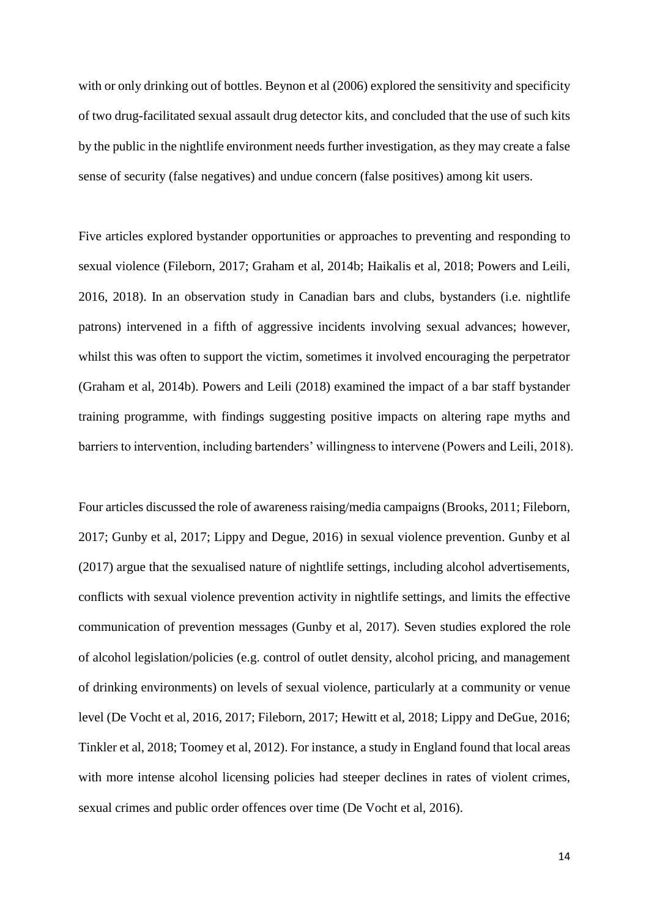with or only drinking out of bottles. Beynon et al (2006) explored the sensitivity and specificity of two drug-facilitated sexual assault drug detector kits, and concluded that the use of such kits by the public in the nightlife environment needs further investigation, as they may create a false sense of security (false negatives) and undue concern (false positives) among kit users.

Five articles explored bystander opportunities or approaches to preventing and responding to sexual violence (Fileborn, 2017; Graham et al, 2014b; Haikalis et al, 2018; Powers and Leili, 2016, 2018). In an observation study in Canadian bars and clubs, bystanders (i.e. nightlife patrons) intervened in a fifth of aggressive incidents involving sexual advances; however, whilst this was often to support the victim, sometimes it involved encouraging the perpetrator (Graham et al, 2014b). Powers and Leili (2018) examined the impact of a bar staff bystander training programme, with findings suggesting positive impacts on altering rape myths and barriers to intervention, including bartenders' willingness to intervene (Powers and Leili, 2018).

Four articles discussed the role of awareness raising/media campaigns (Brooks, 2011; Fileborn, 2017; Gunby et al, 2017; Lippy and Degue, 2016) in sexual violence prevention. Gunby et al (2017) argue that the sexualised nature of nightlife settings, including alcohol advertisements, conflicts with sexual violence prevention activity in nightlife settings, and limits the effective communication of prevention messages (Gunby et al, 2017). Seven studies explored the role of alcohol legislation/policies (e.g. control of outlet density, alcohol pricing, and management of drinking environments) on levels of sexual violence, particularly at a community or venue level (De Vocht et al, 2016, 2017; Fileborn, 2017; Hewitt et al, 2018; Lippy and DeGue, 2016; Tinkler et al, 2018; Toomey et al, 2012). For instance, a study in England found that local areas with more intense alcohol licensing policies had steeper declines in rates of violent crimes, sexual crimes and public order offences over time (De Vocht et al, 2016).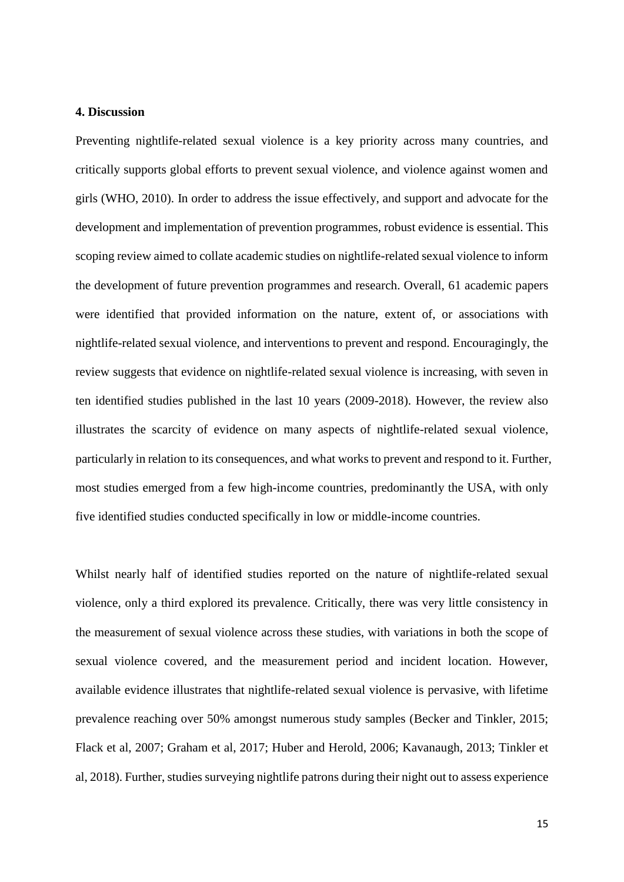## 4. Discussion

Preventing nightlife-related sexual violence is a key priority across many countries, and critically supports global efforts to prevent sexual violence, and violence against women and girls (WHO, 2010). In order to address the issue effectively, and support and advocate for the development and implementation of prevention programmes, robust evidence is essential. This scoping review aimed to collate academic studies on nightlife-related sexual violence to inform the development of future prevention programmes and research. Overall, 61 academic papers were identified that provided information on the nature, extent of, or associations with nightlife-related sexual violence, and interventions to prevent and respond. Encouragingly, the review suggests that evidence on nightlife-related sexual violence is increasing, with seven in ten identified studies published in the last 10 years (2009-2018). However, the review also illustrates the scarcity of evidence on many aspects of nightlife-related sexual violence, particularly in relation to its consequences, and what works to prevent and respond to it. Further, most studies emerged from a few high-income countries, predominantly the USA, with only five identified studies conducted specifically in low or middle-income countries.

Whilst nearly half of identified studies reported on the nature of nightlife-related sexual violence, only a third explored its prevalence. Critically, there was very little consistency in the measurement of sexual violence across these studies, with variations in both the scope of sexual violence covered, and the measurement period and incident location. However, available evidence illustrates that nightlife-related sexual violence is pervasive, with lifetime prevalence reaching over 50% amongst numerous study samples (Becker and Tinkler, 2015; Flack et al, 2007; Graham et al, 2017; Huber and Herold, 2006; Kavanaugh, 2013; Tinkler et al, 2018). Further, studies surveying nightlife patrons during their night out to assess experience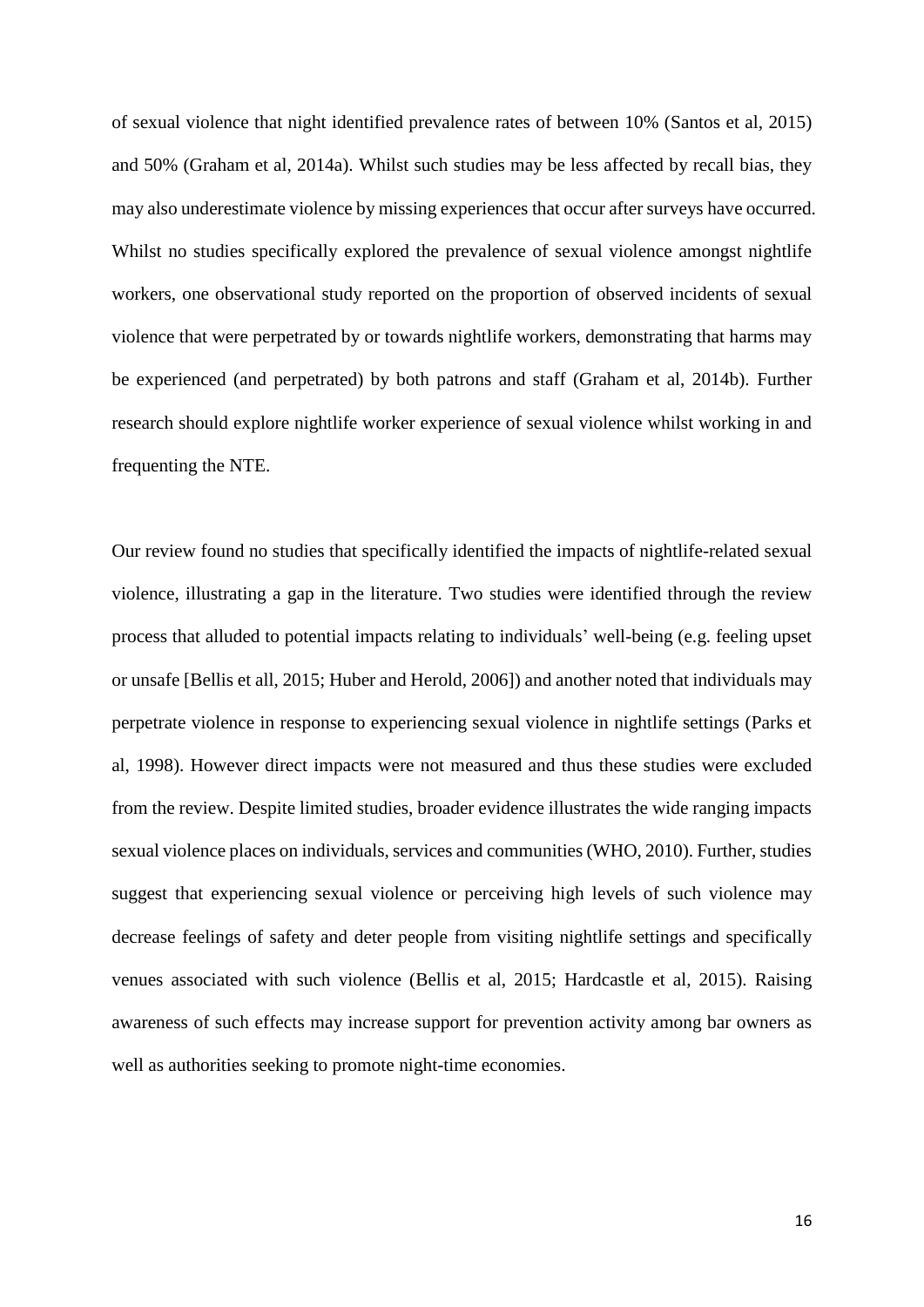of sexual violence that night identified prevalence rates of between 10% (Santos et al, 2015) and 50% (Graham et al, 2014a). Whilst such studies may be less affected by recall bias, they may also underestimate violence by missing experiences that occur after surveys have occurred. Whilst no studies specifically explored the prevalence of sexual violence amongst nightlife workers, one observational study reported on the proportion of observed incidents of sexual violence that were perpetrated by or towards nightlife workers, demonstrating that harms may be experienced (and perpetrated) by both patrons and staff (Graham et al, 2014b). Further research should explore nightlife worker experience of sexual violence whilst working in and frequenting the NTE.

Our review found no studies that specifically identified the impacts of nightlife-related sexual violence, illustrating a gap in the literature. Two studies were identified through the review process that alluded to potential impacts relating to individuals' well-being (e.g. feeling upset or unsafe [Bellis et all, 2015; Huber and Herold, 2006]) and another noted that individuals may perpetrate violence in response to experiencing sexual violence in nightlife settings (Parks et al, 1998). However direct impacts were not measured and thus these studies were excluded from the review. Despite limited studies, broader evidence illustrates the wide ranging impacts sexual violence places on individuals, services and communities (WHO, 2010). Further, studies suggest that experiencing sexual violence or perceiving high levels of such violence may decrease feelings of safety and deter people from visiting nightlife settings and specifically venues associated with such violence (Bellis et al, 2015; Hardcastle et al, 2015). Raising awareness of such effects may increase support for prevention activity among bar owners as well as authorities seeking to promote night-time economies.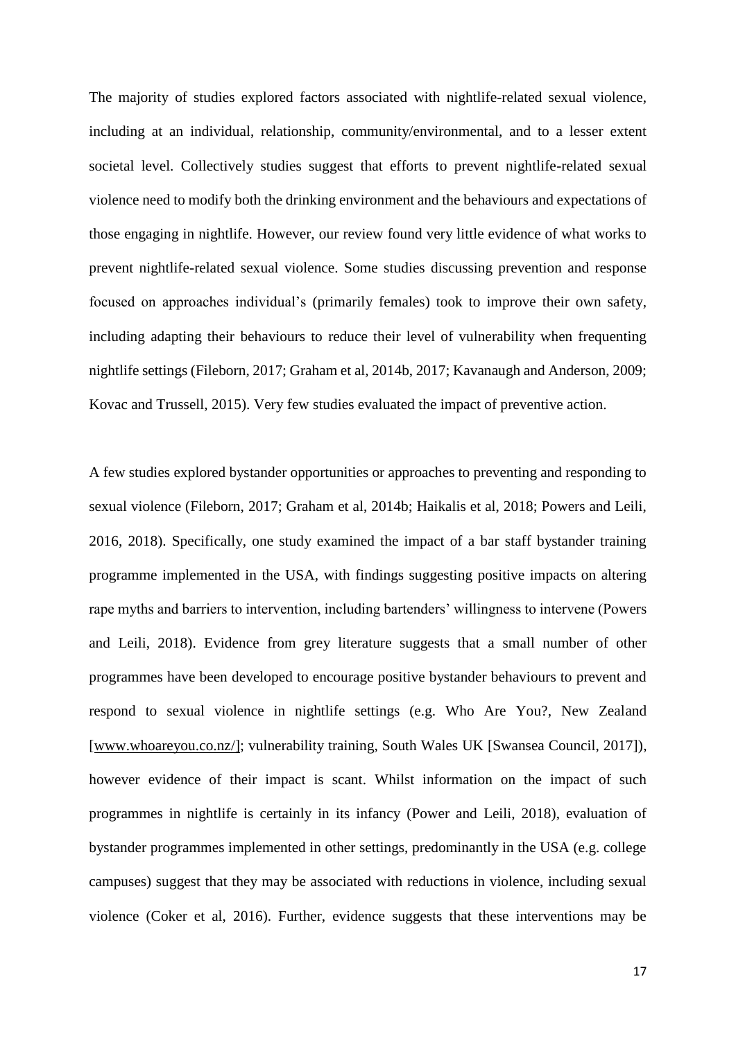The majority of studies explored factors associated with nightlife-related sexual violence, including at an individual, relationship, community/environmental, and to a lesser extent societal level. Collectively studies suggest that efforts to prevent nightlife-related sexual violence need to modify both the drinking environment and the behaviours and expectations of those engaging in nightlife. However, our review found very little evidence of what works to prevent nightlife-related sexual violence. Some studies discussing prevention and response focused on approaches individual's (primarily females) took to improve their own safety, including adapting their behaviours to reduce their level of vulnerability when frequenting nightlife settings (Fileborn, 2017; Graham et al, 2014b, 2017; Kavanaugh and Anderson, 2009; Kovac and Trussell, 2015). Very few studies evaluated the impact of preventive action.

A few studies explored bystander opportunities or approaches to preventing and responding to sexual violence (Fileborn, 2017; Graham et al, 2014b; Haikalis et al, 2018; Powers and Leili, 2016, 2018). Specifically, one study examined the impact of a bar staff bystander training programme implemented in the USA, with findings suggesting positive impacts on altering rape myths and barriers to intervention, including bartenders' willingness to intervene (Powers and Leili, 2018). Evidence from grey literature suggests that a small number of other programmes have been developed to encourage positive bystander behaviours to prevent and respond to sexual violence in nightlife settings (e.g. Who Are You?, New Zealand [www.whoareyou.co.nz/]; vulnerability training, South Wales UK [Swansea Council, 2017]), however evidence of their impact is scant. Whilst information on the impact of such programmes in nightlife is certainly in its infancy (Power and Leili, 2018), evaluation of bystander programmes implemented in other settings, predominantly in the USA (e.g. college campuses) suggest that they may be associated with reductions in violence, including sexual violence (Coker et al, 2016). Further, evidence suggests that these interventions may be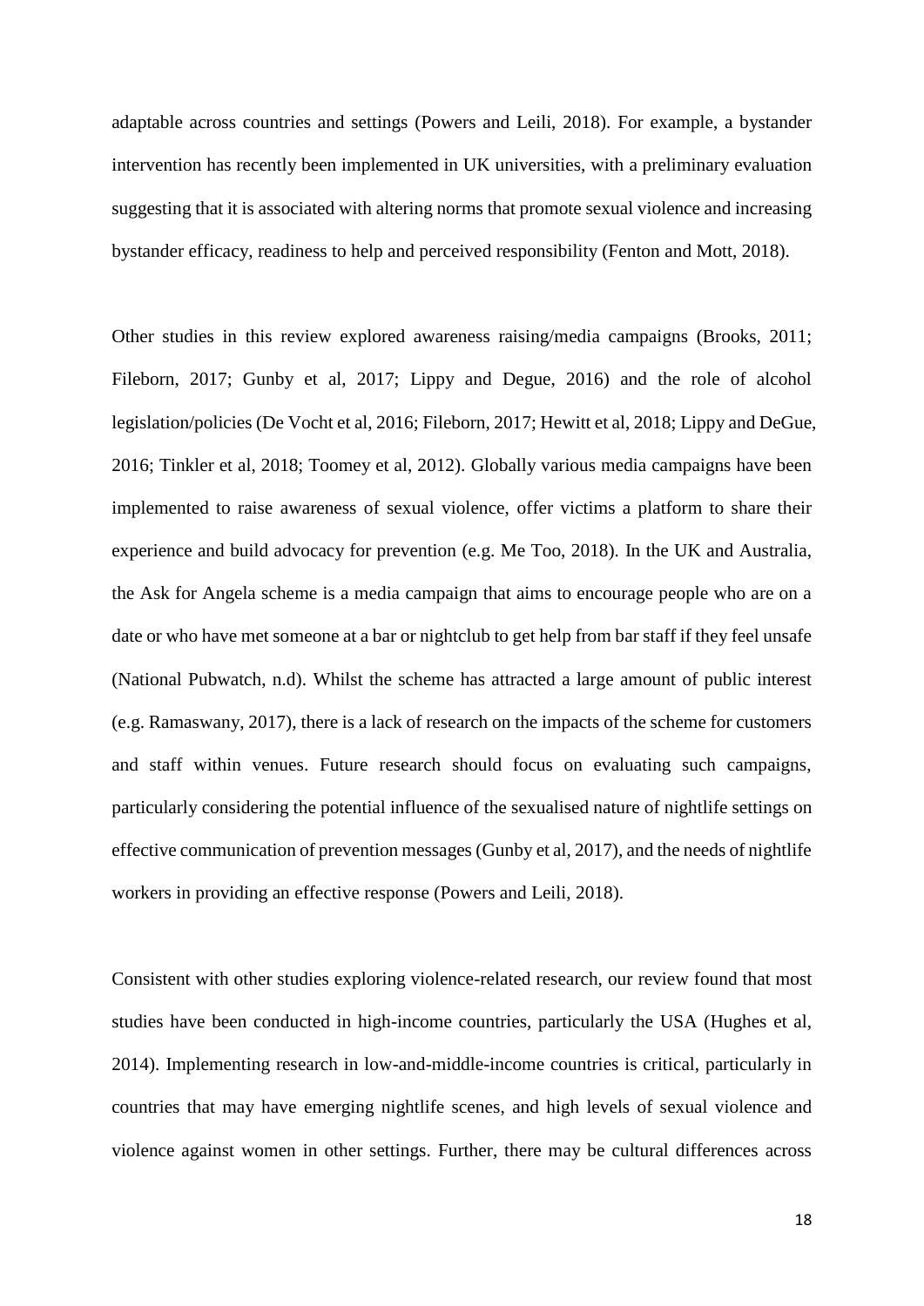adaptable across countries and settings (Powers and Leili, 2018). For example, a bystander intervention has recently been implemented in UK universities, with a preliminary evaluation suggesting that it is associated with altering norms that promote sexual violence and increasing bystander efficacy, readiness to help and perceived responsibility (Fenton and Mott, 2018).

Other studies in this review explored awareness raising/media campaigns (Brooks, 2011; Fileborn, 2017; Gunby et al, 2017; Lippy and Degue, 2016) and the role of alcohol legislation/policies (De Vocht et al, 2016; Fileborn, 2017; Hewitt et al, 2018; Lippy and DeGue, 2016; Tinkler et al, 2018; Toomey et al, 2012). Globally various media campaigns have been implemented to raise awareness of sexual violence, offer victims a platform to share their experience and build advocacy for prevention (e.g. Me Too, 2018). In the UK and Australia, the Ask for Angela scheme is a media campaign that aims to encourage people who are on a date or who have met someone at a bar or nightclub to get help from bar staff if they feel unsafe (National Pubwatch, n.d). Whilst the scheme has attracted a large amount of public interest (e.g. Ramaswany, 2017), there is a lack of research on the impacts of the scheme for customers and staff within venues. Future research should focus on evaluating such campaigns, particularly considering the potential influence of the sexualised nature of nightlife settings on effective communication of prevention messages (Gunby et al, 2017), and the needs of nightlife workers in providing an effective response (Powers and Leili, 2018).

Consistent with other studies exploring violence-related research, our review found that most studies have been conducted in high-income countries, particularly the USA (Hughes et al, 2014). Implementing research in low-and-middle-income countries is critical, particularly in countries that may have emerging nightlife scenes, and high levels of sexual violence and violence against women in other settings. Further, there may be cultural differences across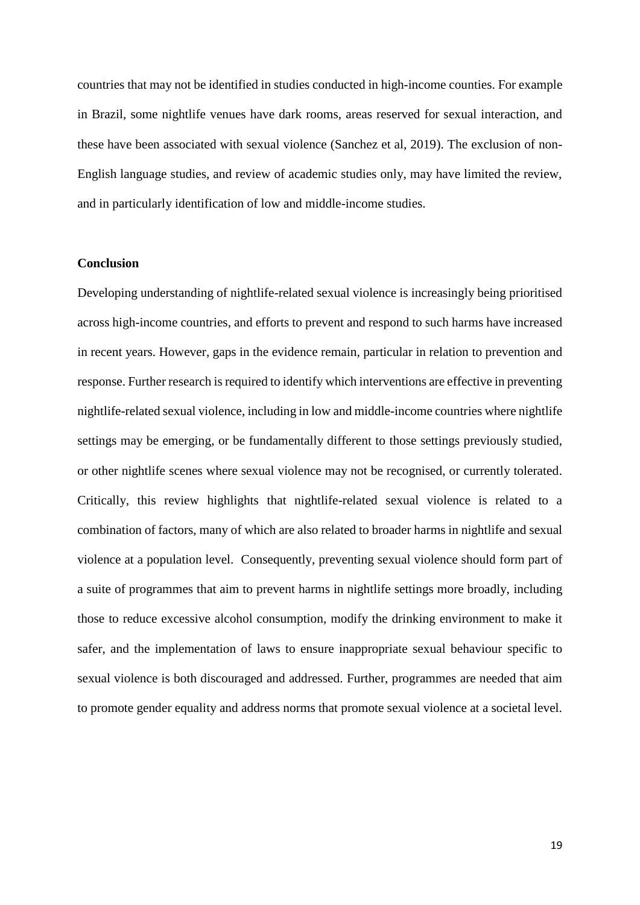countries that may not be identified in studies conducted in high-income counties. For example in Brazil, some nightlife venues have dark rooms, areas reserved for sexual interaction, and these have been associated with sexual violence (Sanchez et al, 2019). The exclusion of non-English language studies, and review of academic studies only, may have limited the review, and in particularly identification of low and middle-income studies.

## Conclusion

Developing understanding of nightlife-related sexual violence is increasingly being prioritised across high-income countries, and efforts to prevent and respond to such harms have increased in recent years. However, gaps in the evidence remain, particular in relation to prevention and response. Further research is required to identify which interventions are effective in preventing nightlife-related sexual violence, including in low and middle-income countries where nightlife settings may be emerging, or be fundamentally different to those settings previously studied, or other nightlife scenes where sexual violence may not be recognised, or currently tolerated. Critically, this review highlights that nightlife-related sexual violence is related to a combination of factors, many of which are also related to broader harms in nightlife and sexual violence at a population level. Consequently, preventing sexual violence should form part of a suite of programmes that aim to prevent harms in nightlife settings more broadly, including those to reduce excessive alcohol consumption, modify the drinking environment to make it safer, and the implementation of laws to ensure inappropriate sexual behaviour specific to sexual violence is both discouraged and addressed. Further, programmes are needed that aim to promote gender equality and address norms that promote sexual violence at a societal level.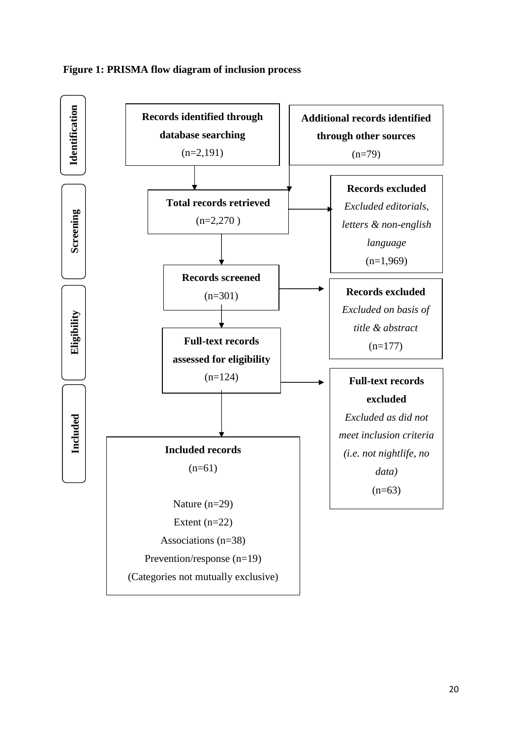**Figure 1: PRISMA flow diagram of inclusion process**

**Identification**

**Records identified through database searching**
(n=2,191)

**Additional records identified through other sources**
(n=79)

**Screening**

**Total records retrieved**
(n=2,270 )

**Records excluded**
*Excluded editorials, letters & non-english language*
(n=1,969)

**Records screened**
(n=301)

**Records excluded**
*Excluded on basis of title & abstract*
(n=177)

**Eligibility**

**Full-text records assessed for eligibility**
(n=124)

**Full-text records excluded**
*Excluded as did not meet inclusion criteria (i.e. not nightlife, no data)*
(n=63)

**Included**

**Included records**
(n=61)

Nature (n=29)
Extent (n=22)
Associations (n=38)
Prevention/response (n=19)
(Categories not mutually exclusive)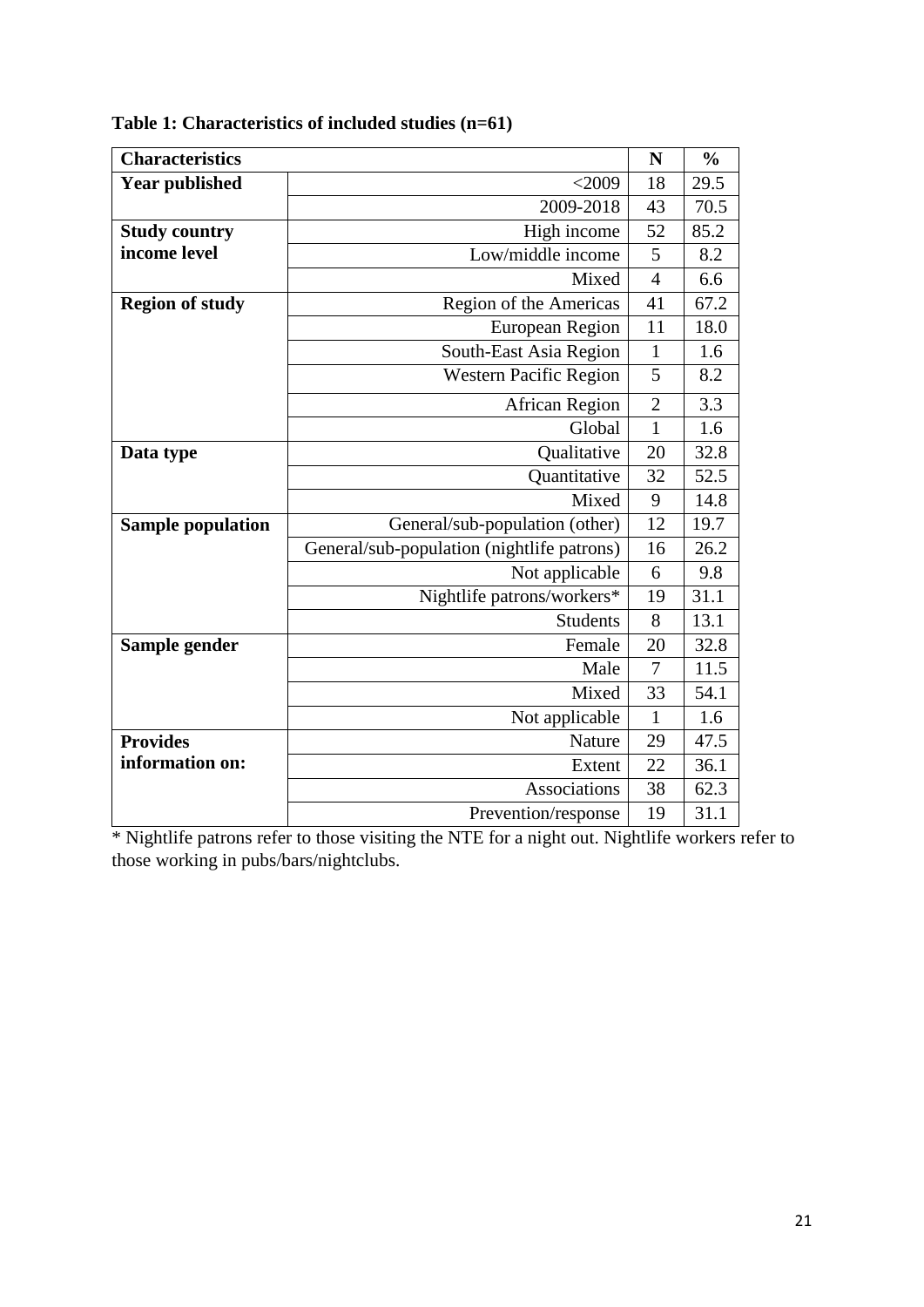**Table 1: Characteristics of included studies (n=61)**

| Characteristics | | N | % |
|---|---|---|---|
| **Year published** | <2009 | 18 | 29.5 |
| | 2009-2018 | 43 | 70.5 |
| **Study country income level** | High income | 52 | 85.2 |
| | Low/middle income | 5 | 8.2 |
| | Mixed | 4 | 6.6 |
| **Region of study** | Region of the Americas | 41 | 67.2 |
| | European Region | 11 | 18.0 |
| | South-East Asia Region | 1 | 1.6 |
| | Western Pacific Region | 5 | 8.2 |
| | African Region | 2 | 3.3 |
| | Global | 1 | 1.6 |
| **Data type** | Qualitative | 20 | 32.8 |
| | Quantitative | 32 | 52.5 |
| | Mixed | 9 | 14.8 |
| **Sample population** | General/sub-population (other) | 12 | 19.7 |
| | General/sub-population (nightlife patrons) | 16 | 26.2 |
| | Not applicable | 6 | 9.8 |
| | Nightlife patrons/workers* | 19 | 31.1 |
| | Students | 8 | 13.1 |
| **Sample gender** | Female | 20 | 32.8 |
| | Male | 7 | 11.5 |
| | Mixed | 33 | 54.1 |
| | Not applicable | 1 | 1.6 |
| **Provides information on:** | Nature | 29 | 47.5 |
| | Extent | 22 | 36.1 |
| | Associations | 38 | 62.3 |
| | Prevention/response | 19 | 31.1 |

* Nightlife patrons refer to those visiting the NTE for a night out. Nightlife workers refer to those working in pubs/bars/nightclubs.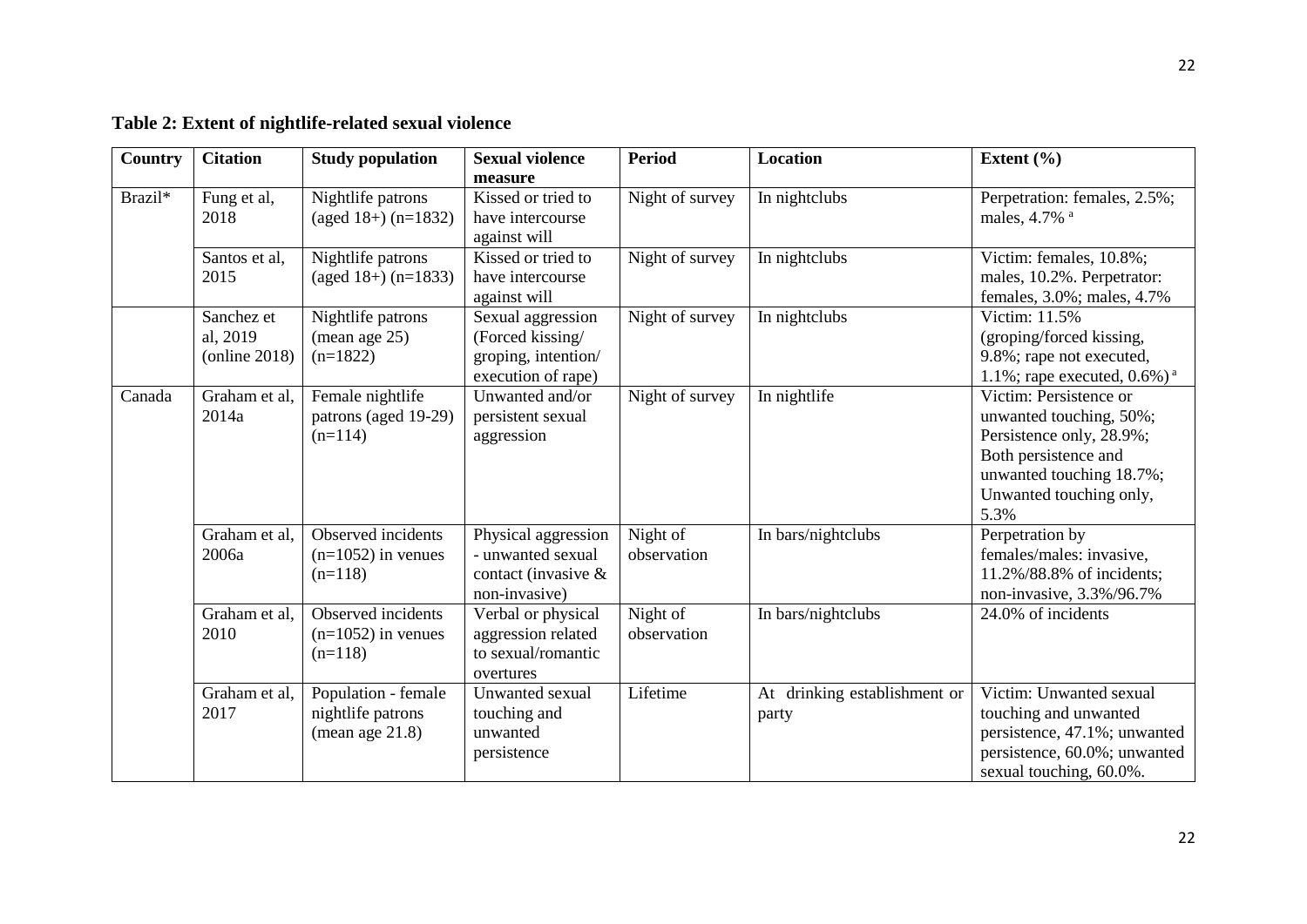**Table 2: Extent of nightlife-related sexual violence**

| Country | Citation | Study population | Sexual violence measure | Period | Location | Extent (%) |
|---|---|---|---|---|---|---|
| Brazil* | Fung et al, 2018 | Nightlife patrons (aged 18+) (n=1832) | Kissed or tried to have intercourse against will | Night of survey | In nightclubs | Perpetration: females, 2.5%; males, 4.7% [a] |
| | Santos et al, 2015 | Nightlife patrons (aged 18+) (n=1833) | Kissed or tried to have intercourse against will | Night of survey | In nightclubs | Victim: females, 10.8%; males, 10.2%. Perpetrator: females, 3.0%; males, 4.7% |
| | Sanchez et al, 2019 (online 2018) | Nightlife patrons (mean age 25) (n=1822) | Sexual aggression (Forced kissing/ groping, intention/ execution of rape) | Night of survey | In nightclubs | Victim: 11.5% (groping/forced kissing, 9.8%; rape not executed, 1.1%; rape executed, 0.6%) [a] |
| Canada | Graham et al, 2014a | Female nightlife patrons (aged 19-29) (n=114) | Unwanted and/or persistent sexual aggression | Night of survey | In nightlife | Victim: Persistence or unwanted touching, 50%; Persistence only, 28.9%; Both persistence and unwanted touching 18.7%; Unwanted touching only, 5.3% |
| | Graham et al, 2006a | Observed incidents (n=1052) in venues (n=118) | Physical aggression - unwanted sexual contact (invasive & non-invasive) | Night of observation | In bars/nightclubs | Perpetration by females/males: invasive, 11.2%/88.8% of incidents; non-invasive, 3.3%/96.7% |
| | Graham et al, 2010 | Observed incidents (n=1052) in venues (n=118) | Verbal or physical aggression related to sexual/romantic overtures | Night of observation | In bars/nightclubs | 24.0% of incidents |
| | Graham et al, 2017 | Population - female nightlife patrons (mean age 21.8) | Unwanted sexual touching and unwanted persistence | Lifetime | At drinking establishment or party | Victim: Unwanted sexual touching and unwanted persistence, 47.1%; unwanted persistence, 60.0%; unwanted sexual touching, 60.0%. |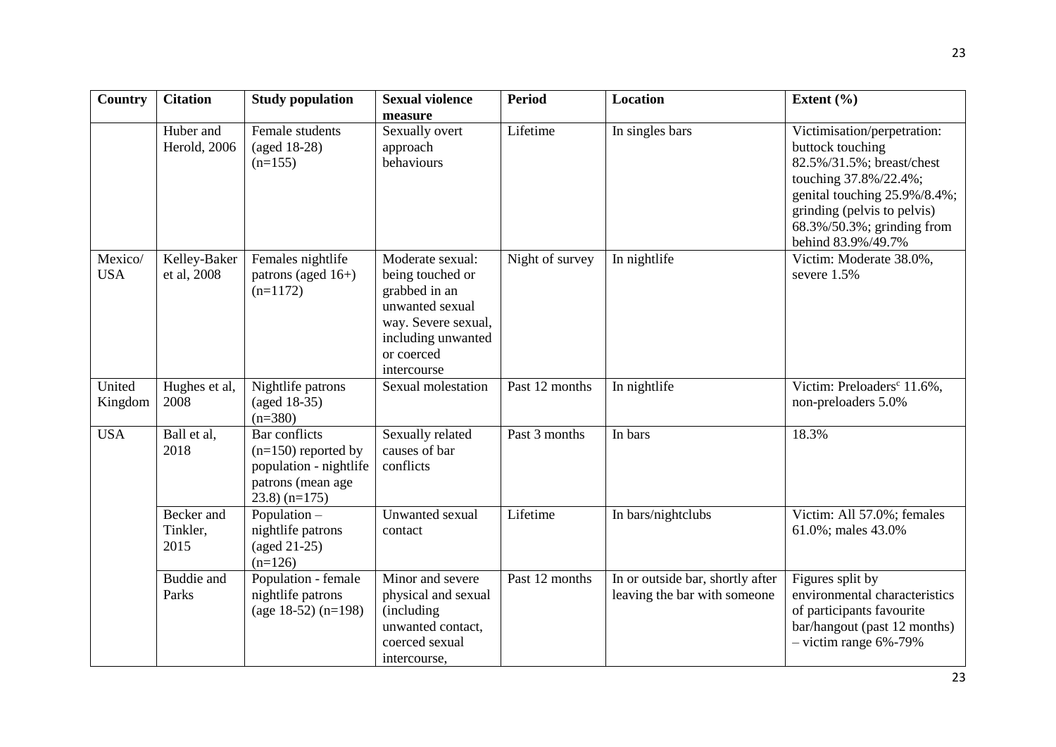| Country | Citation | Study population | Sexual violence measure | Period | Location | Extent (%) |
|---|---|---|---|---|---|---|
| | Huber and Herold, 2006 | Female students (aged 18-28) (n=155) | Sexually overt approach behaviours | Lifetime | In singles bars | Victimisation/perpetration: buttock touching 82.5%/31.5%; breast/chest touching 37.8%/22.4%; genital touching 25.9%/8.4%; grinding (pelvis to pelvis) 68.3%/50.3%; grinding from behind 83.9%/49.7% |
| Mexico/ USA | Kelley-Baker et al, 2008 | Females nightlife patrons (aged 16+) (n=1172) | Moderate sexual: being touched or grabbed in an unwanted sexual way. Severe sexual, including unwanted or coerced intercourse | Night of survey | In nightlife | Victim: Moderate 38.0%, severe 1.5% |
| United Kingdom | Hughes et al, 2008 | Nightlife patrons (aged 18-35) (n=380) | Sexual molestation | Past 12 months | In nightlife | Victim: Preloaders[c] 11.6%, non-preloaders 5.0% |
| USA | Ball et al, 2018 | Bar conflicts (n=150) reported by population - nightlife patrons (mean age 23.8) (n=175) | Sexually related causes of bar conflicts | Past 3 months | In bars | 18.3% |
| | Becker and Tinkler, 2015 | Population – nightlife patrons (aged 21-25) (n=126) | Unwanted sexual contact | Lifetime | In bars/nightclubs | Victim: All 57.0%; females 61.0%; males 43.0% |
| | Buddie and Parks | Population - female nightlife patrons (age 18-52) (n=198) | Minor and severe physical and sexual (including unwanted contact, coerced sexual intercourse, | Past 12 months | In or outside bar, shortly after leaving the bar with someone | Figures split by environmental characteristics of participants favourite bar/hangout (past 12 months) – victim range 6%-79% |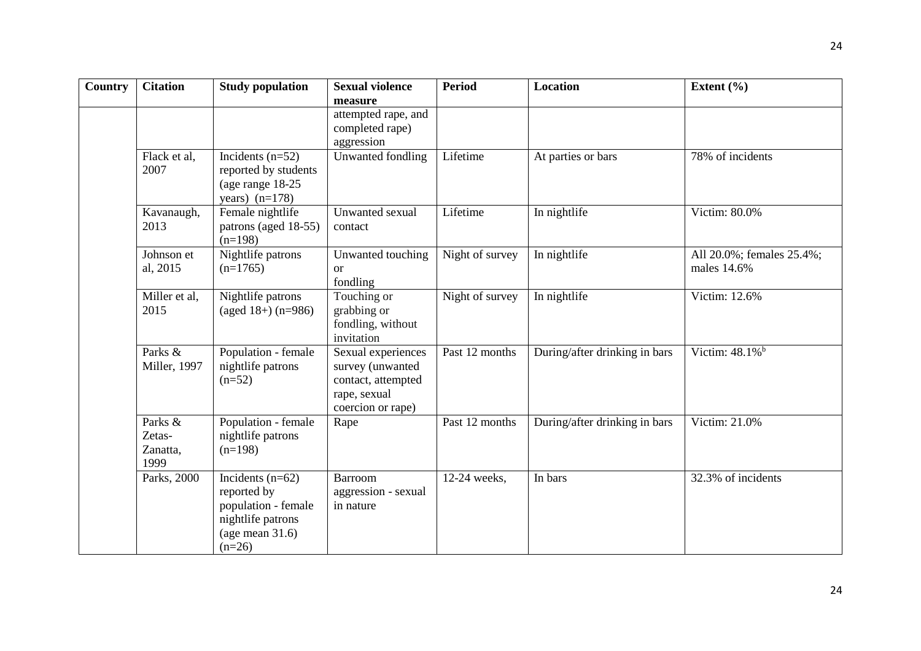| Country | Citation | Study population | Sexual violence measure | Period | Location | Extent (%) |
|---|---|---|---|---|---|---|
| | | | attempted rape, and completed rape) aggression | | | |
| | Flack et al, 2007 | Incidents (n=52) reported by students (age range 18-25 years) (n=178) | Unwanted fondling | Lifetime | At parties or bars | 78% of incidents |
| | Kavanaugh, 2013 | Female nightlife patrons (aged 18-55) (n=198) | Unwanted sexual contact | Lifetime | In nightlife | Victim: 80.0% |
| | Johnson et al, 2015 | Nightlife patrons (n=1765) | Unwanted touching or fondling | Night of survey | In nightlife | All 20.0%; females 25.4%; males 14.6% |
| | Miller et al, 2015 | Nightlife patrons (aged 18+) (n=986) | Touching or grabbing or fondling, without invitation | Night of survey | In nightlife | Victim: 12.6% |
| | Parks & Miller, 1997 | Population - female nightlife patrons (n=52) | Sexual experiences survey (unwanted contact, attempted rape, sexual coercion or rape) | Past 12 months | During/after drinking in bars | Victim: 48.1%[b] |
| | Parks & Zetas-Zanatta, 1999 | Population - female nightlife patrons (n=198) | Rape | Past 12 months | During/after drinking in bars | Victim: 21.0% |
| | Parks, 2000 | Incidents (n=62) reported by population - female nightlife patrons (age mean 31.6) (n=26) | Barroom aggression - sexual in nature | 12-24 weeks, | In bars | 32.3% of incidents |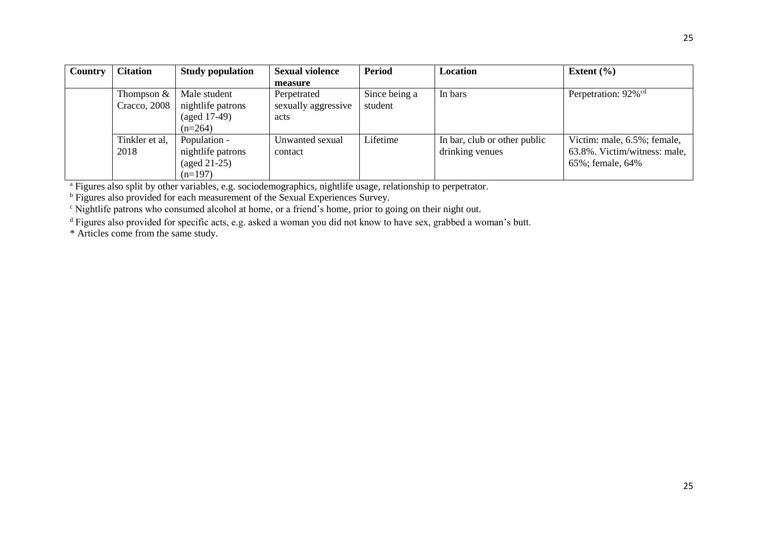| Country | Citation | Study population | Sexual violence measure | Period | Location | Extent (%) |
|---|---|---|---|---|---|---|
| | Thompson & Cracco, 2008 | Male student nightlife patrons (aged 17-49) (n=264) | Perpetrated sexually aggressive acts | Since being a student | In bars | Perpetration: 92%[cd] |
| | Tinkler et al, 2018 | Population - nightlife patrons (aged 21-25) (n=197) | Unwanted sexual contact | Lifetime | In bar, club or other public drinking venues | Victim: male, 6.5%; female, 63.8%. Victim/witness: male, 65%; female, 64% |

[a] Figures also split by other variables, e.g. sociodemographics, nightlife usage, relationship to perpetrator.

[b] Figures also provided for each measurement of the Sexual Experiences Survey.

[c] Nightlife patrons who consumed alcohol at home, or a friend's home, prior to going on their night out.

[d] Figures also provided for specific acts, e.g. asked a woman you did not know to have sex, grabbed a woman's butt.

* Articles come from the same study.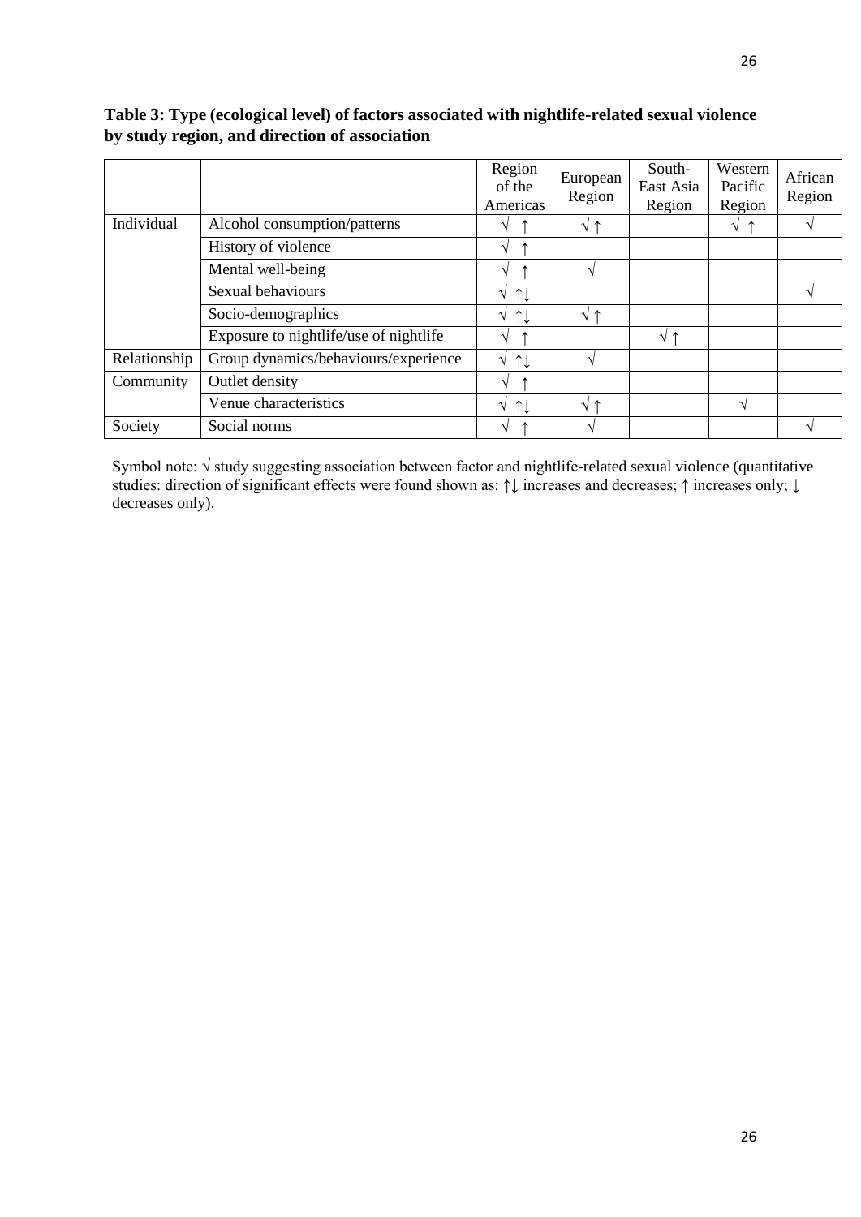**Table 3: Type (ecological level) of factors associated with nightlife-related sexual violence by study region, and direction of association**

| | | Region of the Americas | European Region | South-East Asia Region | Western Pacific Region | African Region |
|---|---|---|---|---|---|---|
| Individual | Alcohol consumption/patterns | √ ↑ | √ ↑ | | √ ↑ | √ |
| | History of violence | √ ↑ | | | | |
| | Mental well-being | √ ↑ | √ | | | |
| | Sexual behaviours | √ ↑↓ | | | | √ |
| | Socio-demographics | √ ↑↓ | √ ↑ | | | |
| | Exposure to nightlife/use of nightlife | √ ↑ | | √ ↑ | | |
| Relationship | Group dynamics/behaviours/experience | √ ↑↓ | √ | | | |
| Community | Outlet density | √ ↑ | | | | |
| | Venue characteristics | √ ↑↓ | √ ↑ | | √ | |
| Society | Social norms | √ ↑ | √ | | | √ |

Symbol note: √ study suggesting association between factor and nightlife-related sexual violence (quantitative studies: direction of significant effects were found shown as: ↑↓ increases and decreases; ↑ increases only; ↓ decreases only).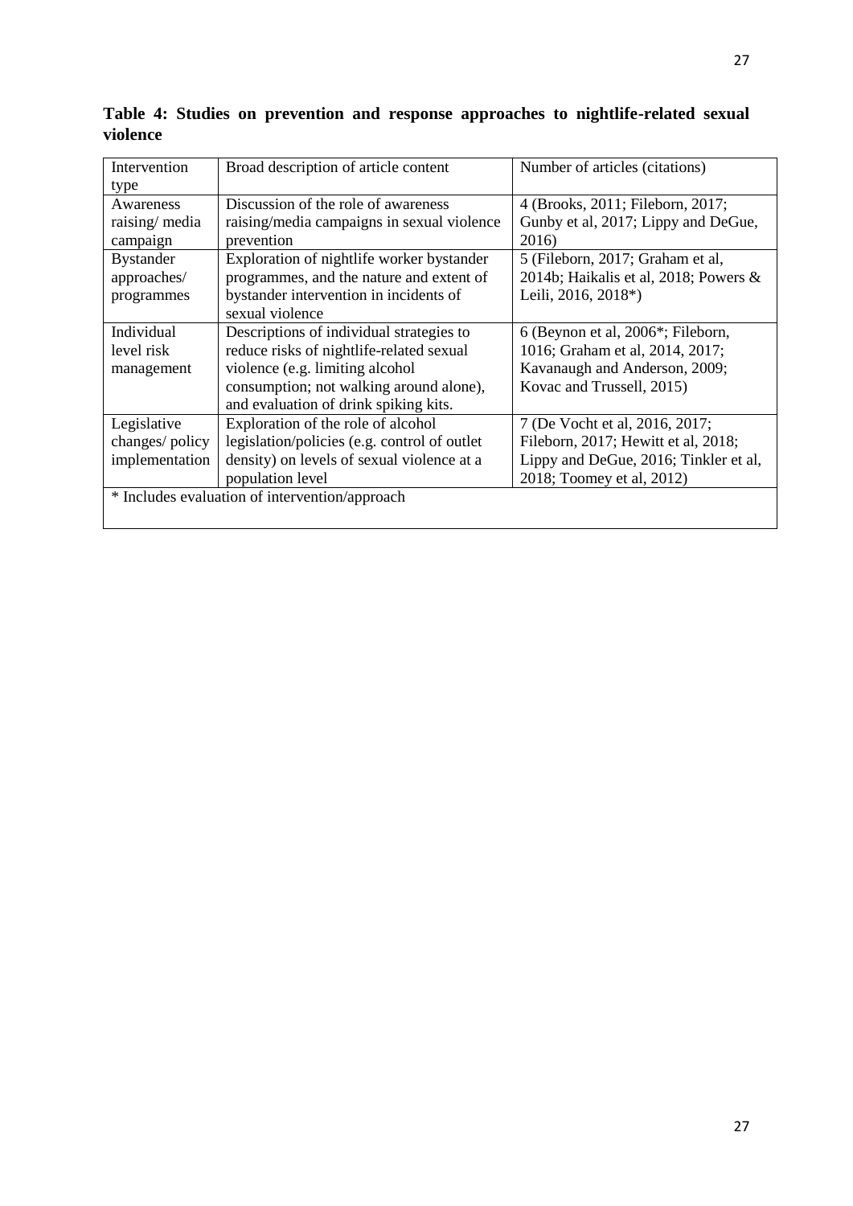**Table 4: Studies on prevention and response approaches to nightlife-related sexual violence**

| Intervention type | Broad description of article content | Number of articles (citations) |
|---|---|---|
| Awareness raising/ media campaign | Discussion of the role of awareness raising/media campaigns in sexual violence prevention | 4 (Brooks, 2011; Fileborn, 2017; Gunby et al, 2017; Lippy and DeGue, 2016) |
| Bystander approaches/ programmes | Exploration of nightlife worker bystander programmes, and the nature and extent of bystander intervention in incidents of sexual violence | 5 (Fileborn, 2017; Graham et al, 2014b; Haikalis et al, 2018; Powers & Leili, 2016, 2018*) |
| Individual level risk management | Descriptions of individual strategies to reduce risks of nightlife-related sexual violence (e.g. limiting alcohol consumption; not walking around alone), and evaluation of drink spiking kits. | 6 (Beynon et al, 2006*; Fileborn, 1016; Graham et al, 2014, 2017; Kavanaugh and Anderson, 2009; Kovac and Trussell, 2015) |
| Legislative changes/ policy implementation | Exploration of the role of alcohol legislation/policies (e.g. control of outlet density) on levels of sexual violence at a population level | 7 (De Vocht et al, 2016, 2017; Fileborn, 2017; Hewitt et al, 2018; Lippy and DeGue, 2016; Tinkler et al, 2018; Toomey et al, 2012) |
| * Includes evaluation of intervention/approach | | |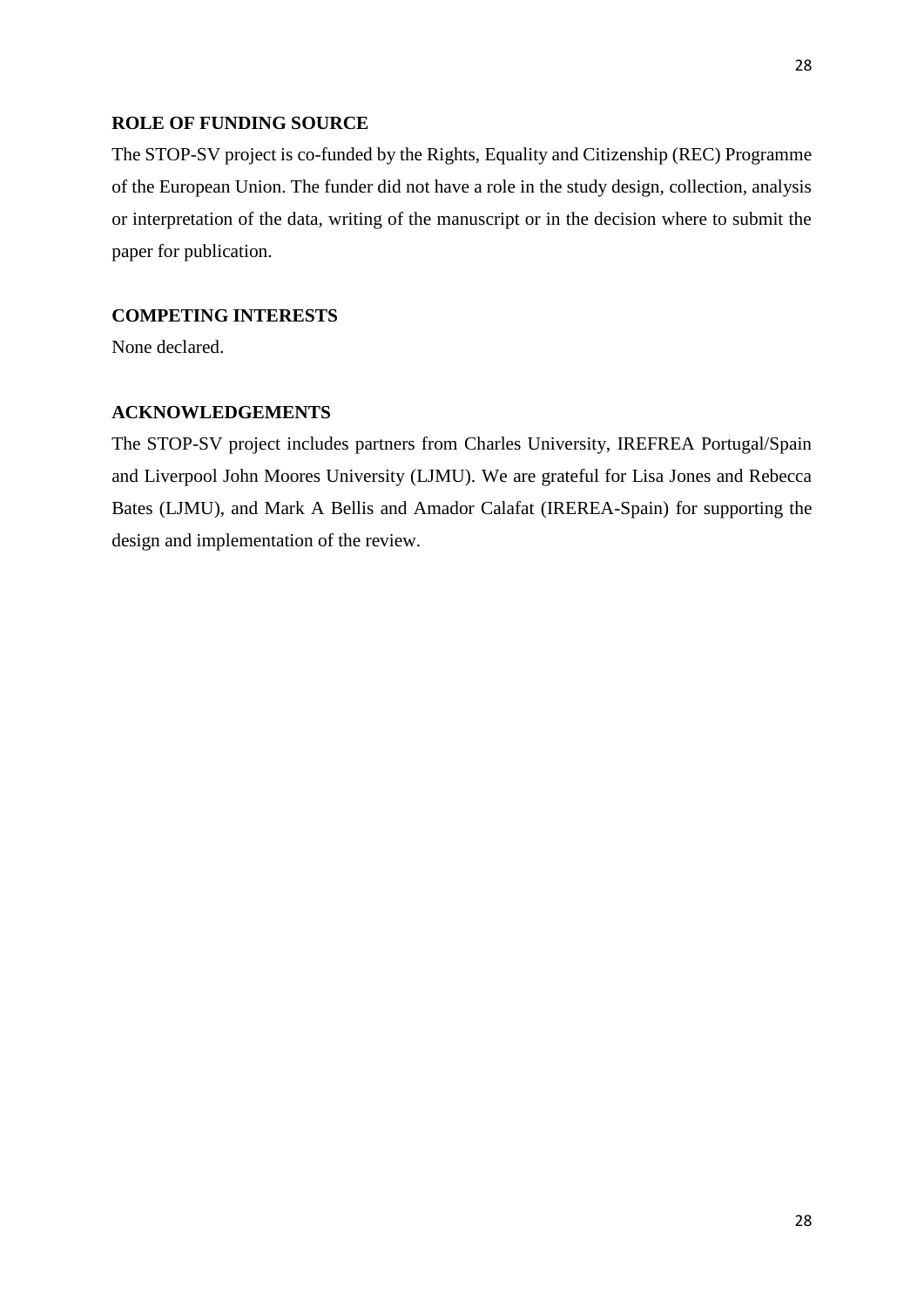## ROLE OF FUNDING SOURCE

The STOP-SV project is co-funded by the Rights, Equality and Citizenship (REC) Programme of the European Union. The funder did not have a role in the study design, collection, analysis or interpretation of the data, writing of the manuscript or in the decision where to submit the paper for publication.

## COMPETING INTERESTS

None declared.

## ACKNOWLEDGEMENTS

The STOP-SV project includes partners from Charles University, IREFREA Portugal/Spain and Liverpool John Moores University (LJMU). We are grateful for Lisa Jones and Rebecca Bates (LJMU), and Mark A Bellis and Amador Calafat (IREREA-Spain) for supporting the design and implementation of the review.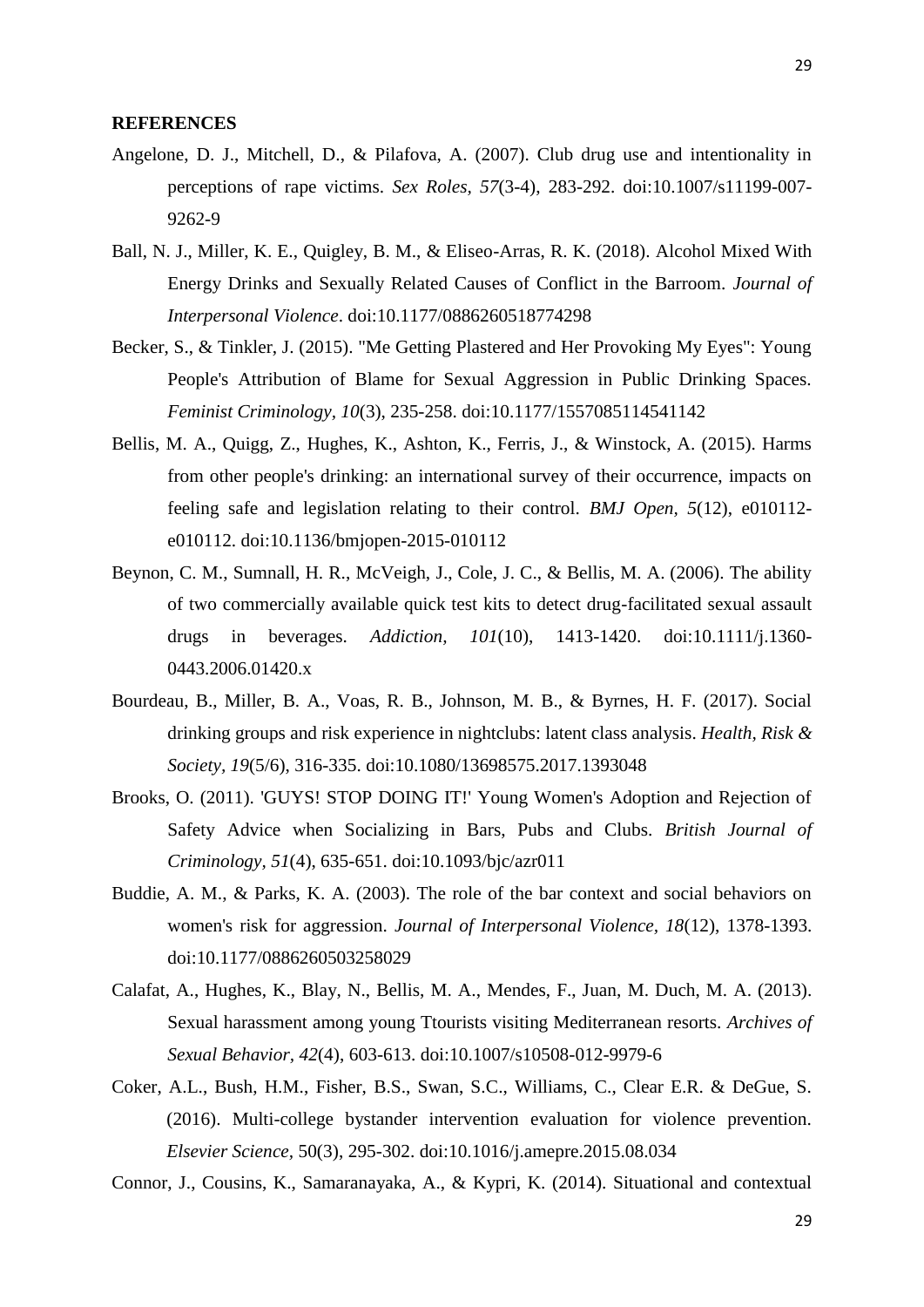**REFERENCES**

Angelone, D. J., Mitchell, D., & Pilafova, A. (2007). Club drug use and intentionality in perceptions of rape victims. *Sex Roles, 57*(3-4), 283-292. doi:10.1007/s11199-007-9262-9

Ball, N. J., Miller, K. E., Quigley, B. M., & Eliseo-Arras, R. K. (2018). Alcohol Mixed With Energy Drinks and Sexually Related Causes of Conflict in the Barroom. *Journal of Interpersonal Violence*. doi:10.1177/0886260518774298

Becker, S., & Tinkler, J. (2015). "Me Getting Plastered and Her Provoking My Eyes": Young People's Attribution of Blame for Sexual Aggression in Public Drinking Spaces. *Feminist Criminology, 10*(3), 235-258. doi:10.1177/1557085114541142

Bellis, M. A., Quigg, Z., Hughes, K., Ashton, K., Ferris, J., & Winstock, A. (2015). Harms from other people's drinking: an international survey of their occurrence, impacts on feeling safe and legislation relating to their control. *BMJ Open, 5*(12), e010112-e010112. doi:10.1136/bmjopen-2015-010112

Beynon, C. M., Sumnall, H. R., McVeigh, J., Cole, J. C., & Bellis, M. A. (2006). The ability of two commercially available quick test kits to detect drug-facilitated sexual assault drugs in beverages. *Addiction, 101*(10), 1413-1420. doi:10.1111/j.1360-0443.2006.01420.x

Bourdeau, B., Miller, B. A., Voas, R. B., Johnson, M. B., & Byrnes, H. F. (2017). Social drinking groups and risk experience in nightclubs: latent class analysis. *Health, Risk & Society, 19*(5/6), 316-335. doi:10.1080/13698575.2017.1393048

Brooks, O. (2011). 'GUYS! STOP DOING IT!' Young Women's Adoption and Rejection of Safety Advice when Socializing in Bars, Pubs and Clubs. *British Journal of Criminology, 51*(4), 635-651. doi:10.1093/bjc/azr011

Buddie, A. M., & Parks, K. A. (2003). The role of the bar context and social behaviors on women's risk for aggression. *Journal of Interpersonal Violence, 18*(12), 1378-1393. doi:10.1177/0886260503258029

Calafat, A., Hughes, K., Blay, N., Bellis, M. A., Mendes, F., Juan, M. Duch, M. A. (2013). Sexual harassment among young Ttourists visiting Mediterranean resorts. *Archives of Sexual Behavior, 42*(4), 603-613. doi:10.1007/s10508-012-9979-6

Coker, A.L., Bush, H.M., Fisher, B.S., Swan, S.C., Williams, C., Clear E.R. & DeGue, S. (2016). Multi-college bystander intervention evaluation for violence prevention. *Elsevier Science*, 50(3), 295-302. doi:10.1016/j.amepre.2015.08.034

Connor, J., Cousins, K., Samaranayaka, A., & Kypri, K. (2014). Situational and contextual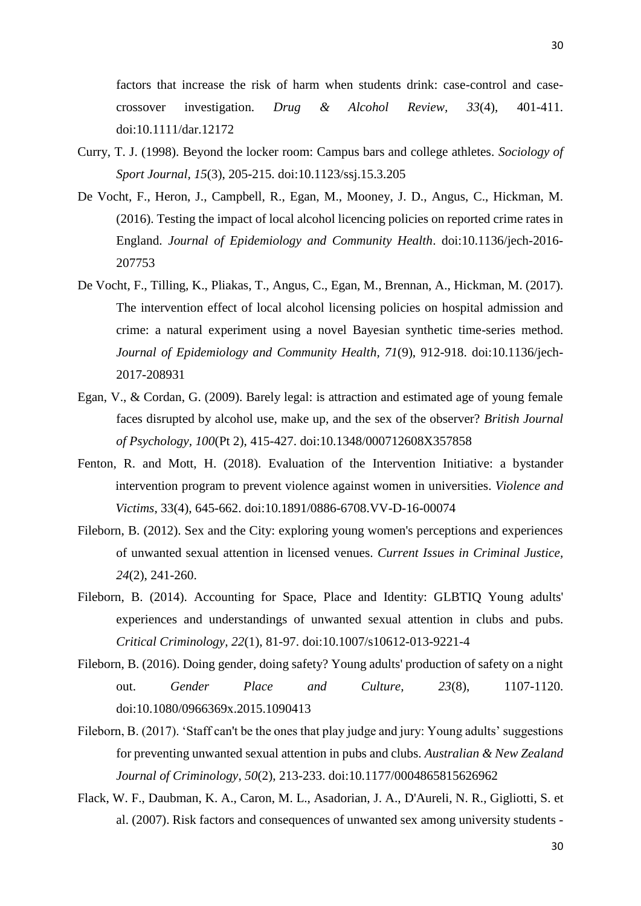factors that increase the risk of harm when students drink: case-control and case-crossover investigation. *Drug & Alcohol Review*, *33*(4), 401-411. doi:10.1111/dar.12172

Curry, T. J. (1998). Beyond the locker room: Campus bars and college athletes. *Sociology of Sport Journal, 15*(3), 205-215. doi:10.1123/ssj.15.3.205

De Vocht, F., Heron, J., Campbell, R., Egan, M., Mooney, J. D., Angus, C., Hickman, M. (2016). Testing the impact of local alcohol licencing policies on reported crime rates in England. *Journal of Epidemiology and Community Health*. doi:10.1136/jech-2016-207753

De Vocht, F., Tilling, K., Pliakas, T., Angus, C., Egan, M., Brennan, A., Hickman, M. (2017). The intervention effect of local alcohol licensing policies on hospital admission and crime: a natural experiment using a novel Bayesian synthetic time-series method. *Journal of Epidemiology and Community Health, 71*(9), 912-918. doi:10.1136/jech-2017-208931

Egan, V., & Cordan, G. (2009). Barely legal: is attraction and estimated age of young female faces disrupted by alcohol use, make up, and the sex of the observer? *British Journal of Psychology*, *100*(Pt 2), 415-427. doi:10.1348/000712608X357858

Fenton, R. and Mott, H. (2018). Evaluation of the Intervention Initiative: a bystander intervention program to prevent violence against women in universities. *Violence and Victims*, 33(4), 645-662. doi:10.1891/0886-6708.VV-D-16-00074

Fileborn, B. (2012). Sex and the City: exploring young women's perceptions and experiences of unwanted sexual attention in licensed venues. *Current Issues in Criminal Justice, 24*(2), 241-260.

Fileborn, B. (2014). Accounting for Space, Place and Identity: GLBTIQ Young adults' experiences and understandings of unwanted sexual attention in clubs and pubs. *Critical Criminology, 22*(1), 81-97. doi:10.1007/s10612-013-9221-4

Fileborn, B. (2016). Doing gender, doing safety? Young adults' production of safety on a night out. *Gender Place and Culture, 23*(8), 1107-1120. doi:10.1080/0966369x.2015.1090413

Fileborn, B. (2017). 'Staff can't be the ones that play judge and jury: Young adults' suggestions for preventing unwanted sexual attention in pubs and clubs. *Australian & New Zealand Journal of Criminology, 50*(2), 213-233. doi:10.1177/0004865815626962

Flack, W. F., Daubman, K. A., Caron, M. L., Asadorian, J. A., D'Aureli, N. R., Gigliotti, S. et al. (2007). Risk factors and consequences of unwanted sex among university students -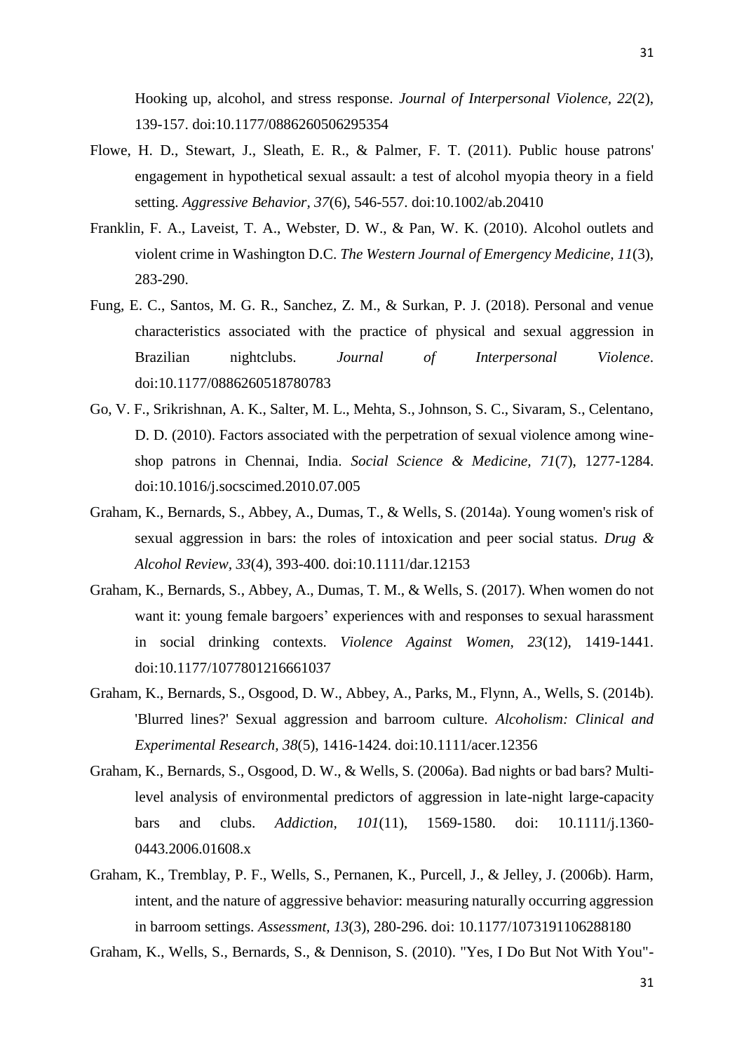Hooking up, alcohol, and stress response. *Journal of Interpersonal Violence, 22*(2), 139-157. doi:10.1177/0886260506295354

Flowe, H. D., Stewart, J., Sleath, E. R., & Palmer, F. T. (2011). Public house patrons' engagement in hypothetical sexual assault: a test of alcohol myopia theory in a field setting. *Aggressive Behavior, 37*(6), 546-557. doi:10.1002/ab.20410

Franklin, F. A., Laveist, T. A., Webster, D. W., & Pan, W. K. (2010). Alcohol outlets and violent crime in Washington D.C. *The Western Journal of Emergency Medicine, 11*(3), 283-290.

Fung, E. C., Santos, M. G. R., Sanchez, Z. M., & Surkan, P. J. (2018). Personal and venue characteristics associated with the practice of physical and sexual aggression in Brazilian nightclubs. *Journal of Interpersonal Violence*. doi:10.1177/0886260518780783

Go, V. F., Srikrishnan, A. K., Salter, M. L., Mehta, S., Johnson, S. C., Sivaram, S., Celentano, D. D. (2010). Factors associated with the perpetration of sexual violence among wine-shop patrons in Chennai, India. *Social Science & Medicine, 71*(7), 1277-1284. doi:10.1016/j.socscimed.2010.07.005

Graham, K., Bernards, S., Abbey, A., Dumas, T., & Wells, S. (2014a). Young women's risk of sexual aggression in bars: the roles of intoxication and peer social status. *Drug & Alcohol Review, 33*(4), 393-400. doi:10.1111/dar.12153

Graham, K., Bernards, S., Abbey, A., Dumas, T. M., & Wells, S. (2017). When women do not want it: young female bargoers' experiences with and responses to sexual harassment in social drinking contexts. *Violence Against Women, 23*(12), 1419-1441. doi:10.1177/1077801216661037

Graham, K., Bernards, S., Osgood, D. W., Abbey, A., Parks, M., Flynn, A., Wells, S. (2014b). 'Blurred lines?' Sexual aggression and barroom culture. *Alcoholism: Clinical and Experimental Research, 38*(5), 1416-1424. doi:10.1111/acer.12356

Graham, K., Bernards, S., Osgood, D. W., & Wells, S. (2006a). Bad nights or bad bars? Multi-level analysis of environmental predictors of aggression in late-night large-capacity bars and clubs. *Addiction, 101*(11), 1569-1580. doi: 10.1111/j.1360-0443.2006.01608.x

Graham, K., Tremblay, P. F., Wells, S., Pernanen, K., Purcell, J., & Jelley, J. (2006b). Harm, intent, and the nature of aggressive behavior: measuring naturally occurring aggression in barroom settings. *Assessment, 13*(3), 280-296. doi: 10.1177/1073191106288180

Graham, K., Wells, S., Bernards, S., & Dennison, S. (2010). "Yes, I Do But Not With You"-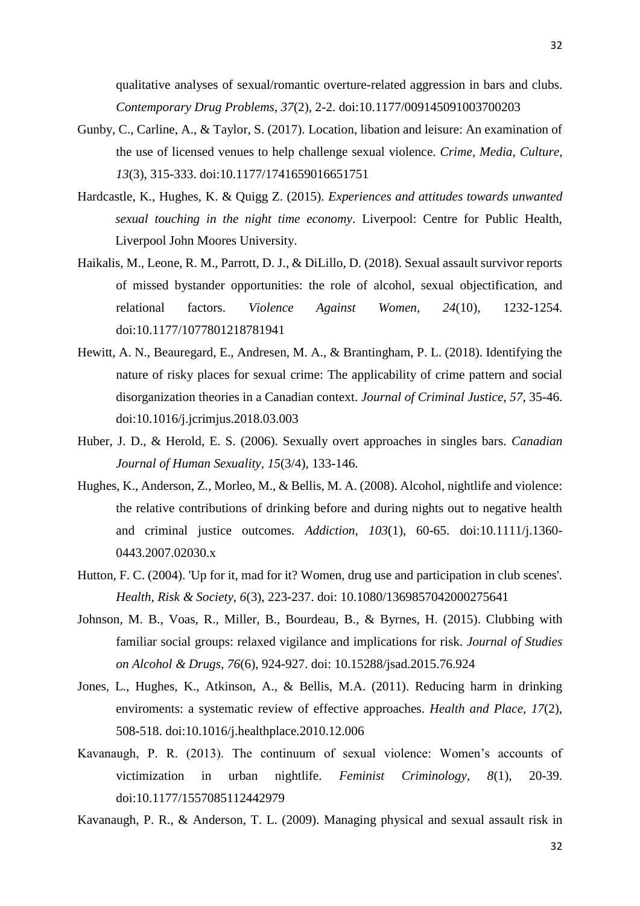qualitative analyses of sexual/romantic overture-related aggression in bars and clubs. *Contemporary Drug Problems, 37*(2), 2-2. doi:10.1177/009145091003700203

Gunby, C., Carline, A., & Taylor, S. (2017). Location, libation and leisure: An examination of the use of licensed venues to help challenge sexual violence. *Crime, Media, Culture, 13*(3), 315-333. doi:10.1177/1741659016651751

Hardcastle, K., Hughes, K. & Quigg Z. (2015). *Experiences and attitudes towards unwanted sexual touching in the night time economy*. Liverpool: Centre for Public Health, Liverpool John Moores University.

Haikalis, M., Leone, R. M., Parrott, D. J., & DiLillo, D. (2018). Sexual assault survivor reports of missed bystander opportunities: the role of alcohol, sexual objectification, and relational factors. *Violence Against Women, 24*(10), 1232-1254. doi:10.1177/1077801218781941

Hewitt, A. N., Beauregard, E., Andresen, M. A., & Brantingham, P. L. (2018). Identifying the nature of risky places for sexual crime: The applicability of crime pattern and social disorganization theories in a Canadian context. *Journal of Criminal Justice, 57*, 35-46. doi:10.1016/j.jcrimjus.2018.03.003

Huber, J. D., & Herold, E. S. (2006). Sexually overt approaches in singles bars. *Canadian Journal of Human Sexuality, 15*(3/4), 133-146.

Hughes, K., Anderson, Z., Morleo, M., & Bellis, M. A. (2008). Alcohol, nightlife and violence: the relative contributions of drinking before and during nights out to negative health and criminal justice outcomes. *Addiction, 103*(1), 60-65. doi:10.1111/j.1360-0443.2007.02030.x

Hutton, F. C. (2004). 'Up for it, mad for it? Women, drug use and participation in club scenes'. *Health, Risk & Society, 6*(3), 223-237. doi: 10.1080/1369857042000275641

Johnson, M. B., Voas, R., Miller, B., Bourdeau, B., & Byrnes, H. (2015). Clubbing with familiar social groups: relaxed vigilance and implications for risk. *Journal of Studies on Alcohol & Drugs, 76*(6), 924-927. doi: 10.15288/jsad.2015.76.924

Jones, L., Hughes, K., Atkinson, A., & Bellis, M.A. (2011). Reducing harm in drinking enviroments: a systematic review of effective approaches. *Health and Place, 17*(2), 508-518. doi:10.1016/j.healthplace.2010.12.006

Kavanaugh, P. R. (2013). The continuum of sexual violence: Women's accounts of victimization in urban nightlife. *Feminist Criminology, 8*(1), 20-39. doi:10.1177/1557085112442979

Kavanaugh, P. R., & Anderson, T. L. (2009). Managing physical and sexual assault risk in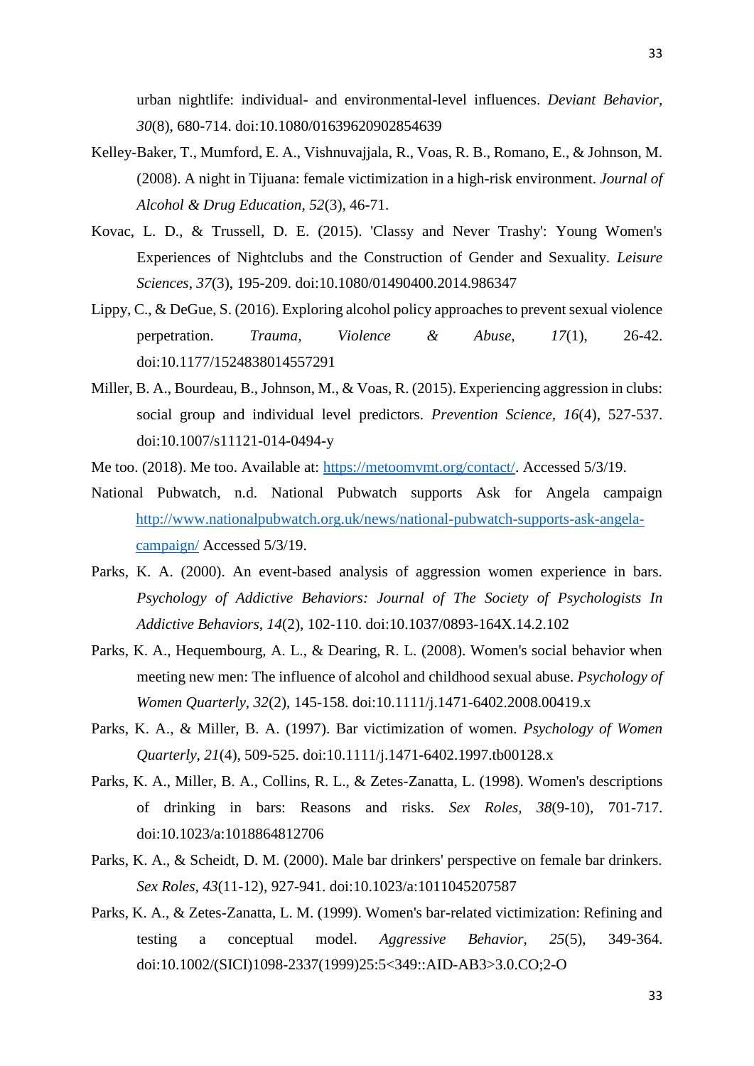urban nightlife: individual- and environmental-level influences. *Deviant Behavior, 30*(8), 680-714. doi:10.1080/01639620902854639

Kelley-Baker, T., Mumford, E. A., Vishnuvajjala, R., Voas, R. B., Romano, E., & Johnson, M. (2008). A night in Tijuana: female victimization in a high-risk environment. *Journal of Alcohol & Drug Education, 52*(3), 46-71.

Kovac, L. D., & Trussell, D. E. (2015). 'Classy and Never Trashy': Young Women's Experiences of Nightclubs and the Construction of Gender and Sexuality. *Leisure Sciences, 37*(3), 195-209. doi:10.1080/01490400.2014.986347

Lippy, C., & DeGue, S. (2016). Exploring alcohol policy approaches to prevent sexual violence perpetration. *Trauma, Violence & Abuse, 17*(1), 26-42. doi:10.1177/1524838014557291

Miller, B. A., Bourdeau, B., Johnson, M., & Voas, R. (2015). Experiencing aggression in clubs: social group and individual level predictors. *Prevention Science, 16*(4), 527-537. doi:10.1007/s11121-014-0494-y

Me too. (2018). Me too. Available at: https://metoomvmt.org/contact/. Accessed 5/3/19.

National Pubwatch, n.d. National Pubwatch supports Ask for Angela campaign http://www.nationalpubwatch.org.uk/news/national-pubwatch-supports-ask-angela-campaign/ Accessed 5/3/19.

Parks, K. A. (2000). An event-based analysis of aggression women experience in bars. *Psychology of Addictive Behaviors: Journal of The Society of Psychologists In Addictive Behaviors, 14*(2), 102-110. doi:10.1037/0893-164X.14.2.102

Parks, K. A., Hequembourg, A. L., & Dearing, R. L. (2008). Women's social behavior when meeting new men: The influence of alcohol and childhood sexual abuse. *Psychology of Women Quarterly, 32*(2), 145-158. doi:10.1111/j.1471-6402.2008.00419.x

Parks, K. A., & Miller, B. A. (1997). Bar victimization of women. *Psychology of Women Quarterly, 21*(4), 509-525. doi:10.1111/j.1471-6402.1997.tb00128.x

Parks, K. A., Miller, B. A., Collins, R. L., & Zetes-Zanatta, L. (1998). Women's descriptions of drinking in bars: Reasons and risks. *Sex Roles, 38*(9-10), 701-717. doi:10.1023/a:1018864812706

Parks, K. A., & Scheidt, D. M. (2000). Male bar drinkers' perspective on female bar drinkers. *Sex Roles, 43*(11-12), 927-941. doi:10.1023/a:1011045207587

Parks, K. A., & Zetes-Zanatta, L. M. (1999). Women's bar-related victimization: Refining and testing a conceptual model. *Aggressive Behavior, 25*(5), 349-364. doi:10.1002/(SICI)1098-2337(1999)25:5<349::AID-AB3>3.0.CO;2-O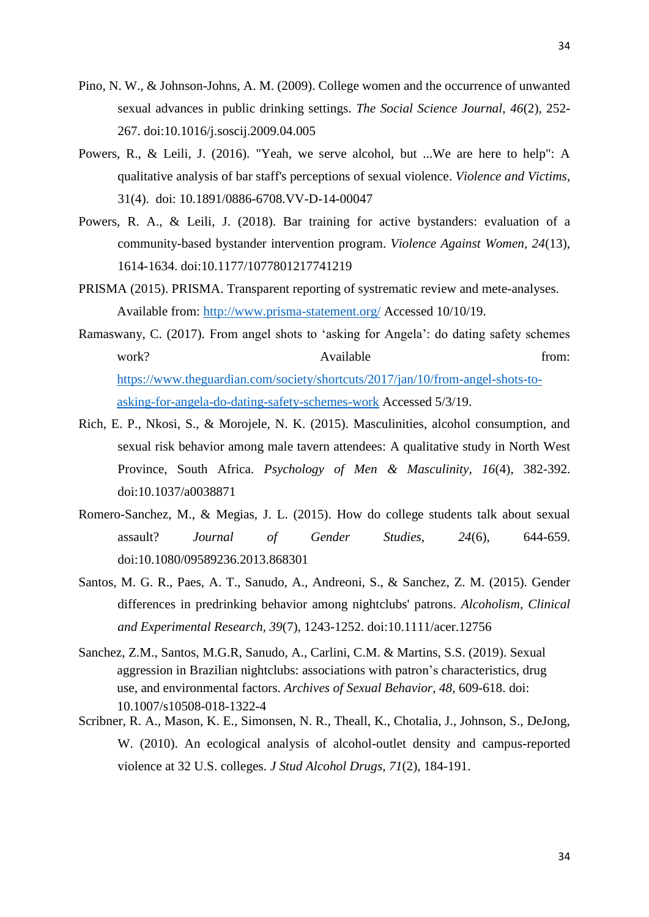Pino, N. W., & Johnson-Johns, A. M. (2009). College women and the occurrence of unwanted sexual advances in public drinking settings. *The Social Science Journal*, *46*(2), 252-267. doi:10.1016/j.soscij.2009.04.005

Powers, R., & Leili, J. (2016). "Yeah, we serve alcohol, but ...We are here to help": A qualitative analysis of bar staff's perceptions of sexual violence. *Violence and Victims*, 31(4). doi: 10.1891/0886-6708.VV-D-14-00047

Powers, R. A., & Leili, J. (2018). Bar training for active bystanders: evaluation of a community-based bystander intervention program. *Violence Against Women*, *24*(13), 1614-1634. doi:10.1177/1077801217741219

PRISMA (2015). PRISMA. Transparent reporting of systrematic review and mete-analyses. Available from: http://www.prisma-statement.org/ Accessed 10/10/19.

Ramaswany, C. (2017). From angel shots to 'asking for Angela': do dating safety schemes work? Available from: https://www.theguardian.com/society/shortcuts/2017/jan/10/from-angel-shots-to-asking-for-angela-do-dating-safety-schemes-work Accessed 5/3/19.

Rich, E. P., Nkosi, S., & Morojele, N. K. (2015). Masculinities, alcohol consumption, and sexual risk behavior among male tavern attendees: A qualitative study in North West Province, South Africa. *Psychology of Men & Masculinity*, *16*(4), 382-392. doi:10.1037/a0038871

Romero-Sanchez, M., & Megias, J. L. (2015). How do college students talk about sexual assault? *Journal of Gender Studies*, *24*(6), 644-659. doi:10.1080/09589236.2013.868301

Santos, M. G. R., Paes, A. T., Sanudo, A., Andreoni, S., & Sanchez, Z. M. (2015). Gender differences in predrinking behavior among nightclubs' patrons. *Alcoholism, Clinical and Experimental Research*, *39*(7), 1243-1252. doi:10.1111/acer.12756

Sanchez, Z.M., Santos, M.G.R, Sanudo, A., Carlini, C.M. & Martins, S.S. (2019). Sexual aggression in Brazilian nightclubs: associations with patron's characteristics, drug use, and environmental factors. *Archives of Sexual Behavior, 48*, 609-618. doi: 10.1007/s10508-018-1322-4

Scribner, R. A., Mason, K. E., Simonsen, N. R., Theall, K., Chotalia, J., Johnson, S., DeJong, W. (2010). An ecological analysis of alcohol-outlet density and campus-reported violence at 32 U.S. colleges. *J Stud Alcohol Drugs*, *71*(2), 184-191.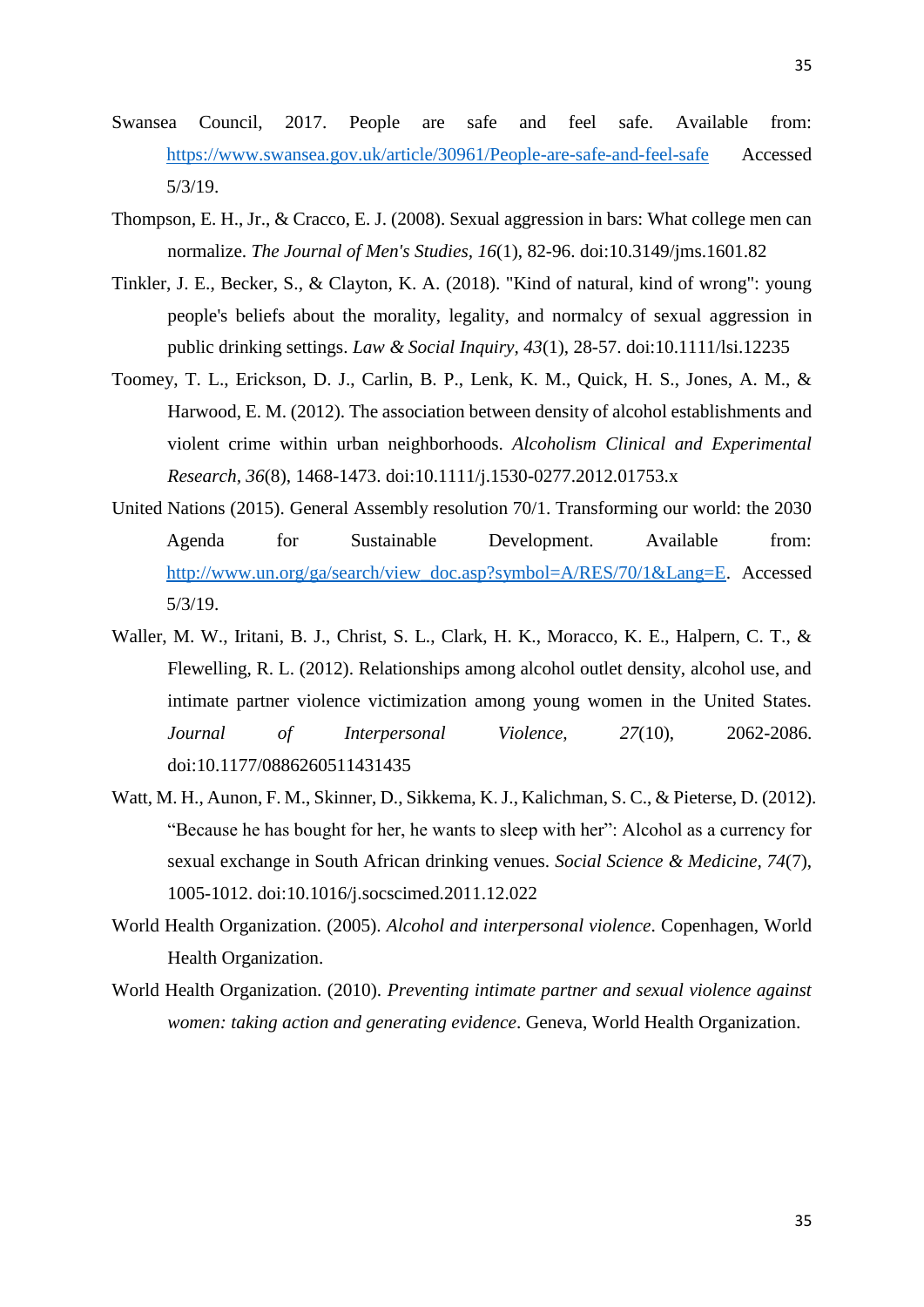Swansea Council, 2017. People are safe and feel safe. Available from: https://www.swansea.gov.uk/article/30961/People-are-safe-and-feel-safe Accessed 5/3/19.

Thompson, E. H., Jr., & Cracco, E. J. (2008). Sexual aggression in bars: What college men can normalize. *The Journal of Men's Studies*, *16*(1), 82-96. doi:10.3149/jms.1601.82

Tinkler, J. E., Becker, S., & Clayton, K. A. (2018). "Kind of natural, kind of wrong": young people's beliefs about the morality, legality, and normalcy of sexual aggression in public drinking settings. *Law & Social Inquiry*, *43*(1), 28-57. doi:10.1111/lsi.12235

Toomey, T. L., Erickson, D. J., Carlin, B. P., Lenk, K. M., Quick, H. S., Jones, A. M., & Harwood, E. M. (2012). The association between density of alcohol establishments and violent crime within urban neighborhoods. *Alcoholism Clinical and Experimental Research*, *36*(8), 1468-1473. doi:10.1111/j.1530-0277.2012.01753.x

United Nations (2015). General Assembly resolution 70/1. Transforming our world: the 2030 Agenda for Sustainable Development. Available from: http://www.un.org/ga/search/view_doc.asp?symbol=A/RES/70/1&Lang=E. Accessed 5/3/19.

Waller, M. W., Iritani, B. J., Christ, S. L., Clark, H. K., Moracco, K. E., Halpern, C. T., & Flewelling, R. L. (2012). Relationships among alcohol outlet density, alcohol use, and intimate partner violence victimization among young women in the United States. *Journal of Interpersonal Violence*, *27*(10), 2062-2086. doi:10.1177/0886260511431435

Watt, M. H., Aunon, F. M., Skinner, D., Sikkema, K. J., Kalichman, S. C., & Pieterse, D. (2012). "Because he has bought for her, he wants to sleep with her": Alcohol as a currency for sexual exchange in South African drinking venues. *Social Science & Medicine*, *74*(7), 1005-1012. doi:10.1016/j.socscimed.2011.12.022

World Health Organization. (2005). *Alcohol and interpersonal violence*. Copenhagen, World Health Organization.

World Health Organization. (2010). *Preventing intimate partner and sexual violence against women: taking action and generating evidence*. Geneva, World Health Organization.